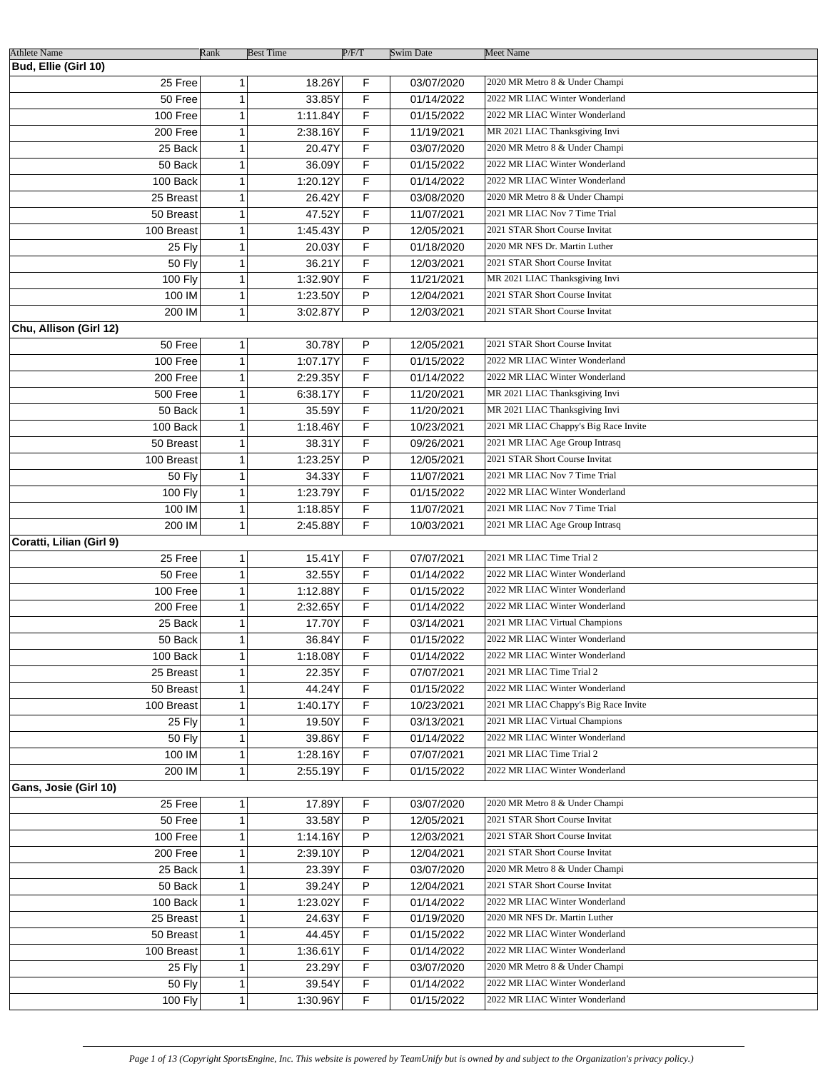| Athlete Name | Rank | Best Time | P/F/T | Swim Date | Meet Name |
|---|---|---|---|---|---|
| **Bud, Ellie (Girl 10)** | | | | | |
| 25 Free | 1 | 18.26Y | F | 03/07/2020 | 2020 MR Metro 8 & Under Champi |
| 50 Free | 1 | 33.85Y | F | 01/14/2022 | 2022 MR LIAC Winter Wonderland |
| 100 Free | 1 | 1:11.84Y | F | 01/15/2022 | 2022 MR LIAC Winter Wonderland |
| 200 Free | 1 | 2:38.16Y | F | 11/19/2021 | MR 2021 LIAC Thanksgiving Invi |
| 25 Back | 1 | 20.47Y | F | 03/07/2020 | 2020 MR Metro 8 & Under Champi |
| 50 Back | 1 | 36.09Y | F | 01/15/2022 | 2022 MR LIAC Winter Wonderland |
| 100 Back | 1 | 1:20.12Y | F | 01/14/2022 | 2022 MR LIAC Winter Wonderland |
| 25 Breast | 1 | 26.42Y | F | 03/08/2020 | 2020 MR Metro 8 & Under Champi |
| 50 Breast | 1 | 47.52Y | F | 11/07/2021 | 2021 MR LIAC Nov 7 Time Trial |
| 100 Breast | 1 | 1:45.43Y | P | 12/05/2021 | 2021 STAR Short Course Invitat |
| 25 Fly | 1 | 20.03Y | F | 01/18/2020 | 2020 MR NFS Dr. Martin Luther |
| 50 Fly | 1 | 36.21Y | F | 12/03/2021 | 2021 STAR Short Course Invitat |
| 100 Fly | 1 | 1:32.90Y | F | 11/21/2021 | MR 2021 LIAC Thanksgiving Invi |
| 100 IM | 1 | 1:23.50Y | P | 12/04/2021 | 2021 STAR Short Course Invitat |
| 200 IM | 1 | 3:02.87Y | P | 12/03/2021 | 2021 STAR Short Course Invitat |
| **Chu, Allison (Girl 12)** | | | | | |
| 50 Free | 1 | 30.78Y | P | 12/05/2021 | 2021 STAR Short Course Invitat |
| 100 Free | 1 | 1:07.17Y | F | 01/15/2022 | 2022 MR LIAC Winter Wonderland |
| 200 Free | 1 | 2:29.35Y | F | 01/14/2022 | 2022 MR LIAC Winter Wonderland |
| 500 Free | 1 | 6:38.17Y | F | 11/20/2021 | MR 2021 LIAC Thanksgiving Invi |
| 50 Back | 1 | 35.59Y | F | 11/20/2021 | MR 2021 LIAC Thanksgiving Invi |
| 100 Back | 1 | 1:18.46Y | F | 10/23/2021 | 2021 MR LIAC Chappy's Big Race Invite |
| 50 Breast | 1 | 38.31Y | F | 09/26/2021 | 2021 MR LIAC Age Group Intrasq |
| 100 Breast | 1 | 1:23.25Y | P | 12/05/2021 | 2021 STAR Short Course Invitat |
| 50 Fly | 1 | 34.33Y | F | 11/07/2021 | 2021 MR LIAC Nov 7 Time Trial |
| 100 Fly | 1 | 1:23.79Y | F | 01/15/2022 | 2022 MR LIAC Winter Wonderland |
| 100 IM | 1 | 1:18.85Y | F | 11/07/2021 | 2021 MR LIAC Nov 7 Time Trial |
| 200 IM | 1 | 2:45.88Y | F | 10/03/2021 | 2021 MR LIAC Age Group Intrasq |
| **Coratti, Lilian (Girl 9)** | | | | | |
| 25 Free | 1 | 15.41Y | F | 07/07/2021 | 2021 MR LIAC Time Trial 2 |
| 50 Free | 1 | 32.55Y | F | 01/14/2022 | 2022 MR LIAC Winter Wonderland |
| 100 Free | 1 | 1:12.88Y | F | 01/15/2022 | 2022 MR LIAC Winter Wonderland |
| 200 Free | 1 | 2:32.65Y | F | 01/14/2022 | 2022 MR LIAC Winter Wonderland |
| 25 Back | 1 | 17.70Y | F | 03/14/2021 | 2021 MR LIAC Virtual Champions |
| 50 Back | 1 | 36.84Y | F | 01/15/2022 | 2022 MR LIAC Winter Wonderland |
| 100 Back | 1 | 1:18.08Y | F | 01/14/2022 | 2022 MR LIAC Winter Wonderland |
| 25 Breast | 1 | 22.35Y | F | 07/07/2021 | 2021 MR LIAC Time Trial 2 |
| 50 Breast | 1 | 44.24Y | F | 01/15/2022 | 2022 MR LIAC Winter Wonderland |
| 100 Breast | 1 | 1:40.17Y | F | 10/23/2021 | 2021 MR LIAC Chappy's Big Race Invite |
| 25 Fly | 1 | 19.50Y | F | 03/13/2021 | 2021 MR LIAC Virtual Champions |
| 50 Fly | 1 | 39.86Y | F | 01/14/2022 | 2022 MR LIAC Winter Wonderland |
| 100 IM | 1 | 1:28.16Y | F | 07/07/2021 | 2021 MR LIAC Time Trial 2 |
| 200 IM | 1 | 2:55.19Y | F | 01/15/2022 | 2022 MR LIAC Winter Wonderland |
| **Gans, Josie (Girl 10)** | | | | | |
| 25 Free | 1 | 17.89Y | F | 03/07/2020 | 2020 MR Metro 8 & Under Champi |
| 50 Free | 1 | 33.58Y | P | 12/05/2021 | 2021 STAR Short Course Invitat |
| 100 Free | 1 | 1:14.16Y | P | 12/03/2021 | 2021 STAR Short Course Invitat |
| 200 Free | 1 | 2:39.10Y | P | 12/04/2021 | 2021 STAR Short Course Invitat |
| 25 Back | 1 | 23.39Y | F | 03/07/2020 | 2020 MR Metro 8 & Under Champi |
| 50 Back | 1 | 39.24Y | P | 12/04/2021 | 2021 STAR Short Course Invitat |
| 100 Back | 1 | 1:23.02Y | F | 01/14/2022 | 2022 MR LIAC Winter Wonderland |
| 25 Breast | 1 | 24.63Y | F | 01/19/2020 | 2020 MR NFS Dr. Martin Luther |
| 50 Breast | 1 | 44.45Y | F | 01/15/2022 | 2022 MR LIAC Winter Wonderland |
| 100 Breast | 1 | 1:36.61Y | F | 01/14/2022 | 2022 MR LIAC Winter Wonderland |
| 25 Fly | 1 | 23.29Y | F | 03/07/2020 | 2020 MR Metro 8 & Under Champi |
| 50 Fly | 1 | 39.54Y | F | 01/14/2022 | 2022 MR LIAC Winter Wonderland |
| 100 Fly | 1 | 1:30.96Y | F | 01/15/2022 | 2022 MR LIAC Winter Wonderland |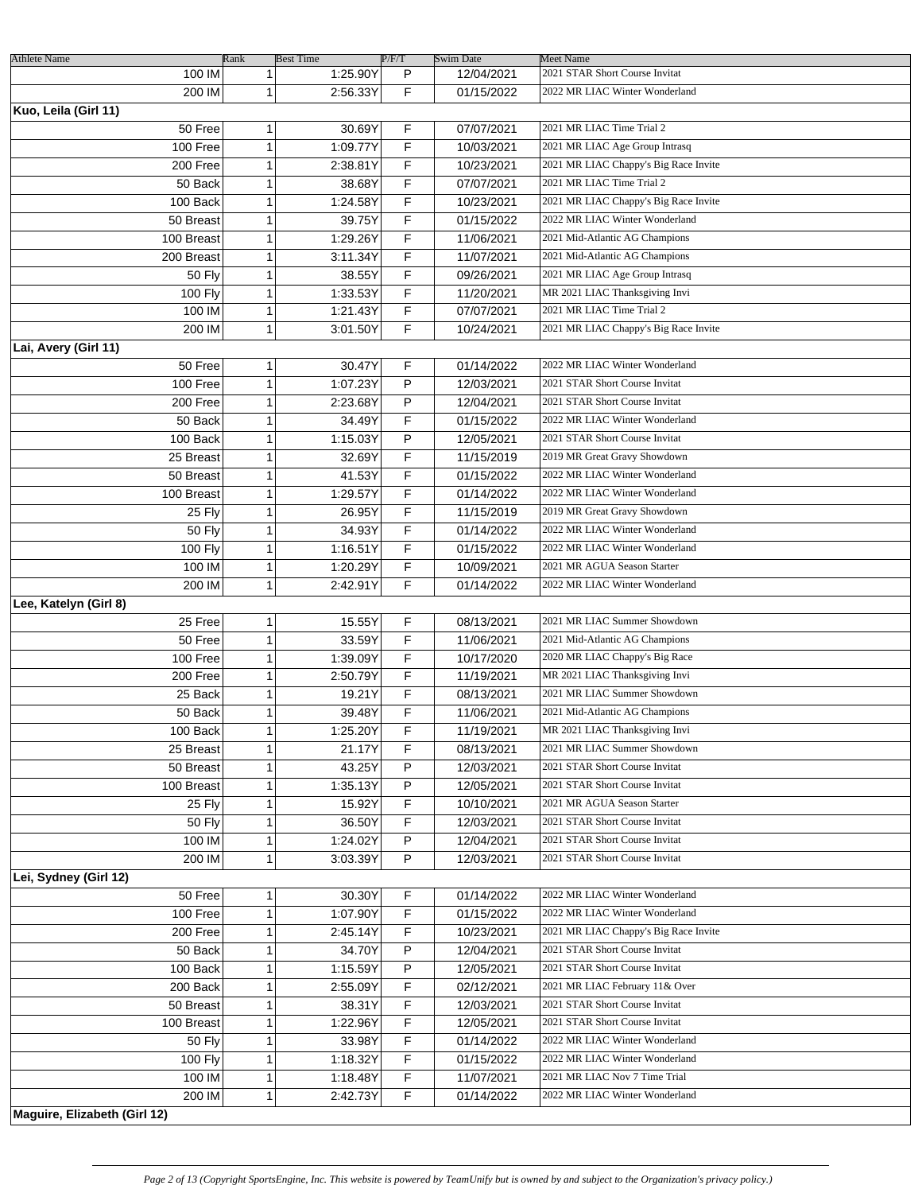| Athlete Name | Rank | Best Time | P/F/T | Swim Date | Meet Name |
|---|---|---|---|---|---|
| 100 IM | 1 | 1:25.90Y | P | 12/04/2021 | 2021 STAR Short Course Invitat |
| 200 IM | 1 | 2:56.33Y | F | 01/15/2022 | 2022 MR LIAC Winter Wonderland |
| **Kuo, Leila (Girl 11)** | | | | | |
| 50 Free | 1 | 30.69Y | F | 07/07/2021 | 2021 MR LIAC Time Trial 2 |
| 100 Free | 1 | 1:09.77Y | F | 10/03/2021 | 2021 MR LIAC Age Group Intrasq |
| 200 Free | 1 | 2:38.81Y | F | 10/23/2021 | 2021 MR LIAC Chappy's Big Race Invite |
| 50 Back | 1 | 38.68Y | F | 07/07/2021 | 2021 MR LIAC Time Trial 2 |
| 100 Back | 1 | 1:24.58Y | F | 10/23/2021 | 2021 MR LIAC Chappy's Big Race Invite |
| 50 Breast | 1 | 39.75Y | F | 01/15/2022 | 2022 MR LIAC Winter Wonderland |
| 100 Breast | 1 | 1:29.26Y | F | 11/06/2021 | 2021 Mid-Atlantic AG Champions |
| 200 Breast | 1 | 3:11.34Y | F | 11/07/2021 | 2021 Mid-Atlantic AG Champions |
| 50 Fly | 1 | 38.55Y | F | 09/26/2021 | 2021 MR LIAC Age Group Intrasq |
| 100 Fly | 1 | 1:33.53Y | F | 11/20/2021 | MR 2021 LIAC Thanksgiving Invi |
| 100 IM | 1 | 1:21.43Y | F | 07/07/2021 | 2021 MR LIAC Time Trial 2 |
| 200 IM | 1 | 3:01.50Y | F | 10/24/2021 | 2021 MR LIAC Chappy's Big Race Invite |
| **Lai, Avery (Girl 11)** | | | | | |
| 50 Free | 1 | 30.47Y | F | 01/14/2022 | 2022 MR LIAC Winter Wonderland |
| 100 Free | 1 | 1:07.23Y | P | 12/03/2021 | 2021 STAR Short Course Invitat |
| 200 Free | 1 | 2:23.68Y | P | 12/04/2021 | 2021 STAR Short Course Invitat |
| 50 Back | 1 | 34.49Y | F | 01/15/2022 | 2022 MR LIAC Winter Wonderland |
| 100 Back | 1 | 1:15.03Y | P | 12/05/2021 | 2021 STAR Short Course Invitat |
| 25 Breast | 1 | 32.69Y | F | 11/15/2019 | 2019 MR Great Gravy Showdown |
| 50 Breast | 1 | 41.53Y | F | 01/15/2022 | 2022 MR LIAC Winter Wonderland |
| 100 Breast | 1 | 1:29.57Y | F | 01/14/2022 | 2022 MR LIAC Winter Wonderland |
| 25 Fly | 1 | 26.95Y | F | 11/15/2019 | 2019 MR Great Gravy Showdown |
| 50 Fly | 1 | 34.93Y | F | 01/14/2022 | 2022 MR LIAC Winter Wonderland |
| 100 Fly | 1 | 1:16.51Y | F | 01/15/2022 | 2022 MR LIAC Winter Wonderland |
| 100 IM | 1 | 1:20.29Y | F | 10/09/2021 | 2021 MR AGUA Season Starter |
| 200 IM | 1 | 2:42.91Y | F | 01/14/2022 | 2022 MR LIAC Winter Wonderland |
| **Lee, Katelyn (Girl 8)** | | | | | |
| 25 Free | 1 | 15.55Y | F | 08/13/2021 | 2021 MR LIAC Summer Showdown |
| 50 Free | 1 | 33.59Y | F | 11/06/2021 | 2021 Mid-Atlantic AG Champions |
| 100 Free | 1 | 1:39.09Y | F | 10/17/2020 | 2020 MR LIAC Chappy's Big Race |
| 200 Free | 1 | 2:50.79Y | F | 11/19/2021 | MR 2021 LIAC Thanksgiving Invi |
| 25 Back | 1 | 19.21Y | F | 08/13/2021 | 2021 MR LIAC Summer Showdown |
| 50 Back | 1 | 39.48Y | F | 11/06/2021 | 2021 Mid-Atlantic AG Champions |
| 100 Back | 1 | 1:25.20Y | F | 11/19/2021 | MR 2021 LIAC Thanksgiving Invi |
| 25 Breast | 1 | 21.17Y | F | 08/13/2021 | 2021 MR LIAC Summer Showdown |
| 50 Breast | 1 | 43.25Y | P | 12/03/2021 | 2021 STAR Short Course Invitat |
| 100 Breast | 1 | 1:35.13Y | P | 12/05/2021 | 2021 STAR Short Course Invitat |
| 25 Fly | 1 | 15.92Y | F | 10/10/2021 | 2021 MR AGUA Season Starter |
| 50 Fly | 1 | 36.50Y | F | 12/03/2021 | 2021 STAR Short Course Invitat |
| 100 IM | 1 | 1:24.02Y | P | 12/04/2021 | 2021 STAR Short Course Invitat |
| 200 IM | 1 | 3:03.39Y | P | 12/03/2021 | 2021 STAR Short Course Invitat |
| **Lei, Sydney (Girl 12)** | | | | | |
| 50 Free | 1 | 30.30Y | F | 01/14/2022 | 2022 MR LIAC Winter Wonderland |
| 100 Free | 1 | 1:07.90Y | F | 01/15/2022 | 2022 MR LIAC Winter Wonderland |
| 200 Free | 1 | 2:45.14Y | F | 10/23/2021 | 2021 MR LIAC Chappy's Big Race Invite |
| 50 Back | 1 | 34.70Y | P | 12/04/2021 | 2021 STAR Short Course Invitat |
| 100 Back | 1 | 1:15.59Y | P | 12/05/2021 | 2021 STAR Short Course Invitat |
| 200 Back | 1 | 2:55.09Y | F | 02/12/2021 | 2021 MR LIAC February 11& Over |
| 50 Breast | 1 | 38.31Y | F | 12/03/2021 | 2021 STAR Short Course Invitat |
| 100 Breast | 1 | 1:22.96Y | F | 12/05/2021 | 2021 STAR Short Course Invitat |
| 50 Fly | 1 | 33.98Y | F | 01/14/2022 | 2022 MR LIAC Winter Wonderland |
| 100 Fly | 1 | 1:18.32Y | F | 01/15/2022 | 2022 MR LIAC Winter Wonderland |
| 100 IM | 1 | 1:18.48Y | F | 11/07/2021 | 2021 MR LIAC Nov 7 Time Trial |
| 200 IM | 1 | 2:42.73Y | F | 01/14/2022 | 2022 MR LIAC Winter Wonderland |
| **Maguire, Elizabeth (Girl 12)** | | | | | |

*(Copyright SportsEngine, Inc. This website is powered by TeamUnify but is owned by and subject to the Organization's privacy policy.)*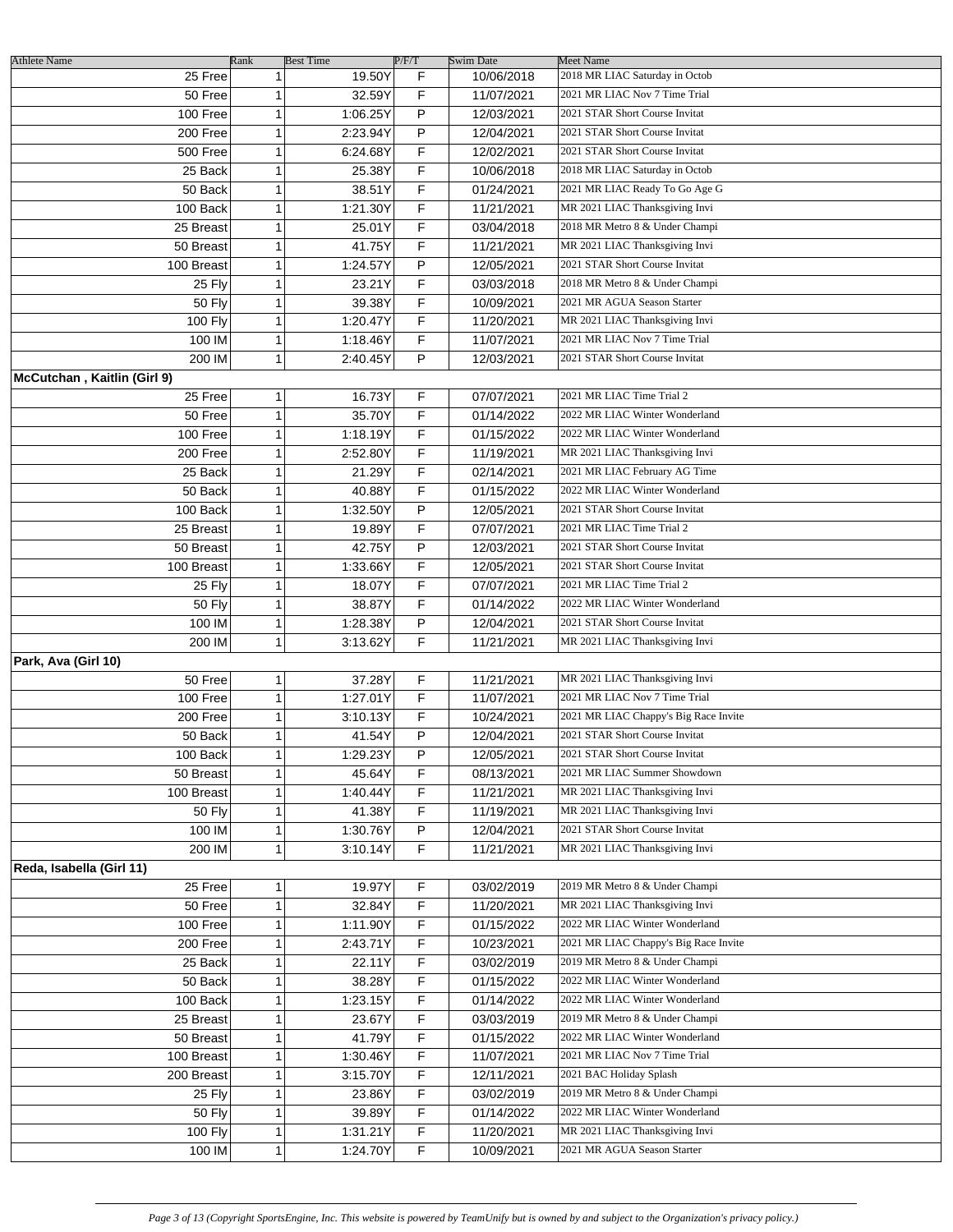| Athlete Name | Rank | Best Time | P/F/T | Swim Date | Meet Name |
|---|---|---|---|---|---|
| 25 Free | 1 | 19.50Y | F | 10/06/2018 | 2018 MR LIAC Saturday in Octob |
| 50 Free | 1 | 32.59Y | F | 11/07/2021 | 2021 MR LIAC Nov 7 Time Trial |
| 100 Free | 1 | 1:06.25Y | P | 12/03/2021 | 2021 STAR Short Course Invitat |
| 200 Free | 1 | 2:23.94Y | P | 12/04/2021 | 2021 STAR Short Course Invitat |
| 500 Free | 1 | 6:24.68Y | F | 12/02/2021 | 2021 STAR Short Course Invitat |
| 25 Back | 1 | 25.38Y | F | 10/06/2018 | 2018 MR LIAC Saturday in Octob |
| 50 Back | 1 | 38.51Y | F | 01/24/2021 | 2021 MR LIAC Ready To Go Age G |
| 100 Back | 1 | 1:21.30Y | F | 11/21/2021 | MR 2021 LIAC Thanksgiving Invi |
| 25 Breast | 1 | 25.01Y | F | 03/04/2018 | 2018 MR Metro 8 & Under Champi |
| 50 Breast | 1 | 41.75Y | F | 11/21/2021 | MR 2021 LIAC Thanksgiving Invi |
| 100 Breast | 1 | 1:24.57Y | P | 12/05/2021 | 2021 STAR Short Course Invitat |
| 25 Fly | 1 | 23.21Y | F | 03/03/2018 | 2018 MR Metro 8 & Under Champi |
| 50 Fly | 1 | 39.38Y | F | 10/09/2021 | 2021 MR AGUA Season Starter |
| 100 Fly | 1 | 1:20.47Y | F | 11/20/2021 | MR 2021 LIAC Thanksgiving Invi |
| 100 IM | 1 | 1:18.46Y | F | 11/07/2021 | 2021 MR LIAC Nov 7 Time Trial |
| 200 IM | 1 | 2:40.45Y | P | 12/03/2021 | 2021 STAR Short Course Invitat |
| **McCutchan , Kaitlin (Girl 9)** | | | | | |
| 25 Free | 1 | 16.73Y | F | 07/07/2021 | 2021 MR LIAC Time Trial 2 |
| 50 Free | 1 | 35.70Y | F | 01/14/2022 | 2022 MR LIAC Winter Wonderland |
| 100 Free | 1 | 1:18.19Y | F | 01/15/2022 | 2022 MR LIAC Winter Wonderland |
| 200 Free | 1 | 2:52.80Y | F | 11/19/2021 | MR 2021 LIAC Thanksgiving Invi |
| 25 Back | 1 | 21.29Y | F | 02/14/2021 | 2021 MR LIAC February AG Time |
| 50 Back | 1 | 40.88Y | F | 01/15/2022 | 2022 MR LIAC Winter Wonderland |
| 100 Back | 1 | 1:32.50Y | P | 12/05/2021 | 2021 STAR Short Course Invitat |
| 25 Breast | 1 | 19.89Y | F | 07/07/2021 | 2021 MR LIAC Time Trial 2 |
| 50 Breast | 1 | 42.75Y | P | 12/03/2021 | 2021 STAR Short Course Invitat |
| 100 Breast | 1 | 1:33.66Y | F | 12/05/2021 | 2021 STAR Short Course Invitat |
| 25 Fly | 1 | 18.07Y | F | 07/07/2021 | 2021 MR LIAC Time Trial 2 |
| 50 Fly | 1 | 38.87Y | F | 01/14/2022 | 2022 MR LIAC Winter Wonderland |
| 100 IM | 1 | 1:28.38Y | P | 12/04/2021 | 2021 STAR Short Course Invitat |
| 200 IM | 1 | 3:13.62Y | F | 11/21/2021 | MR 2021 LIAC Thanksgiving Invi |
| **Park, Ava (Girl 10)** | | | | | |
| 50 Free | 1 | 37.28Y | F | 11/21/2021 | MR 2021 LIAC Thanksgiving Invi |
| 100 Free | 1 | 1:27.01Y | F | 11/07/2021 | 2021 MR LIAC Nov 7 Time Trial |
| 200 Free | 1 | 3:10.13Y | F | 10/24/2021 | 2021 MR LIAC Chappy's Big Race Invite |
| 50 Back | 1 | 41.54Y | P | 12/04/2021 | 2021 STAR Short Course Invitat |
| 100 Back | 1 | 1:29.23Y | P | 12/05/2021 | 2021 STAR Short Course Invitat |
| 50 Breast | 1 | 45.64Y | F | 08/13/2021 | 2021 MR LIAC Summer Showdown |
| 100 Breast | 1 | 1:40.44Y | F | 11/21/2021 | MR 2021 LIAC Thanksgiving Invi |
| 50 Fly | 1 | 41.38Y | F | 11/19/2021 | MR 2021 LIAC Thanksgiving Invi |
| 100 IM | 1 | 1:30.76Y | P | 12/04/2021 | 2021 STAR Short Course Invitat |
| 200 IM | 1 | 3:10.14Y | F | 11/21/2021 | MR 2021 LIAC Thanksgiving Invi |
| **Reda, Isabella (Girl 11)** | | | | | |
| 25 Free | 1 | 19.97Y | F | 03/02/2019 | 2019 MR Metro 8 & Under Champi |
| 50 Free | 1 | 32.84Y | F | 11/20/2021 | MR 2021 LIAC Thanksgiving Invi |
| 100 Free | 1 | 1:11.90Y | F | 01/15/2022 | 2022 MR LIAC Winter Wonderland |
| 200 Free | 1 | 2:43.71Y | F | 10/23/2021 | 2021 MR LIAC Chappy's Big Race Invite |
| 25 Back | 1 | 22.11Y | F | 03/02/2019 | 2019 MR Metro 8 & Under Champi |
| 50 Back | 1 | 38.28Y | F | 01/15/2022 | 2022 MR LIAC Winter Wonderland |
| 100 Back | 1 | 1:23.15Y | F | 01/14/2022 | 2022 MR LIAC Winter Wonderland |
| 25 Breast | 1 | 23.67Y | F | 03/03/2019 | 2019 MR Metro 8 & Under Champi |
| 50 Breast | 1 | 41.79Y | F | 01/15/2022 | 2022 MR LIAC Winter Wonderland |
| 100 Breast | 1 | 1:30.46Y | F | 11/07/2021 | 2021 MR LIAC Nov 7 Time Trial |
| 200 Breast | 1 | 3:15.70Y | F | 12/11/2021 | 2021 BAC Holiday Splash |
| 25 Fly | 1 | 23.86Y | F | 03/02/2019 | 2019 MR Metro 8 & Under Champi |
| 50 Fly | 1 | 39.89Y | F | 01/14/2022 | 2022 MR LIAC Winter Wonderland |
| 100 Fly | 1 | 1:31.21Y | F | 11/20/2021 | MR 2021 LIAC Thanksgiving Invi |
| 100 IM | 1 | 1:24.70Y | F | 10/09/2021 | 2021 MR AGUA Season Starter |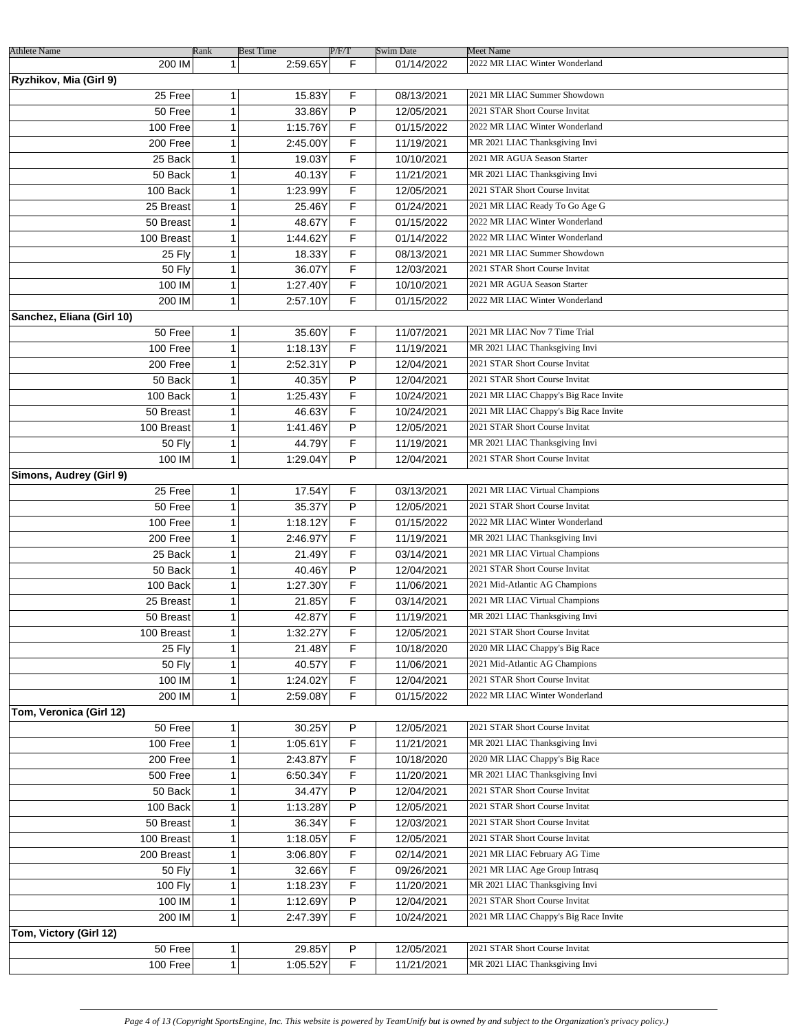| Athlete Name | Rank | Best Time | P/F/T | Swim Date | Meet Name |
|---|---|---|---|---|---|
| 200 IM | 1 | 2:59.65Y | F | 01/14/2022 | 2022 MR LIAC Winter Wonderland |
| **Ryzhikov, Mia (Girl 9)** | | | | | |
| 25 Free | 1 | 15.83Y | F | 08/13/2021 | 2021 MR LIAC Summer Showdown |
| 50 Free | 1 | 33.86Y | P | 12/05/2021 | 2021 STAR Short Course Invitat |
| 100 Free | 1 | 1:15.76Y | F | 01/15/2022 | 2022 MR LIAC Winter Wonderland |
| 200 Free | 1 | 2:45.00Y | F | 11/19/2021 | MR 2021 LIAC Thanksgiving Invi |
| 25 Back | 1 | 19.03Y | F | 10/10/2021 | 2021 MR AGUA Season Starter |
| 50 Back | 1 | 40.13Y | F | 11/21/2021 | MR 2021 LIAC Thanksgiving Invi |
| 100 Back | 1 | 1:23.99Y | F | 12/05/2021 | 2021 STAR Short Course Invitat |
| 25 Breast | 1 | 25.46Y | F | 01/24/2021 | 2021 MR LIAC Ready To Go Age G |
| 50 Breast | 1 | 48.67Y | F | 01/15/2022 | 2022 MR LIAC Winter Wonderland |
| 100 Breast | 1 | 1:44.62Y | F | 01/14/2022 | 2022 MR LIAC Winter Wonderland |
| 25 Fly | 1 | 18.33Y | F | 08/13/2021 | 2021 MR LIAC Summer Showdown |
| 50 Fly | 1 | 36.07Y | F | 12/03/2021 | 2021 STAR Short Course Invitat |
| 100 IM | 1 | 1:27.40Y | F | 10/10/2021 | 2021 MR AGUA Season Starter |
| 200 IM | 1 | 2:57.10Y | F | 01/15/2022 | 2022 MR LIAC Winter Wonderland |
| **Sanchez, Eliana (Girl 10)** | | | | | |
| 50 Free | 1 | 35.60Y | F | 11/07/2021 | 2021 MR LIAC Nov 7 Time Trial |
| 100 Free | 1 | 1:18.13Y | F | 11/19/2021 | MR 2021 LIAC Thanksgiving Invi |
| 200 Free | 1 | 2:52.31Y | P | 12/04/2021 | 2021 STAR Short Course Invitat |
| 50 Back | 1 | 40.35Y | P | 12/04/2021 | 2021 STAR Short Course Invitat |
| 100 Back | 1 | 1:25.43Y | F | 10/24/2021 | 2021 MR LIAC Chappy's Big Race Invite |
| 50 Breast | 1 | 46.63Y | F | 10/24/2021 | 2021 MR LIAC Chappy's Big Race Invite |
| 100 Breast | 1 | 1:41.46Y | P | 12/05/2021 | 2021 STAR Short Course Invitat |
| 50 Fly | 1 | 44.79Y | F | 11/19/2021 | MR 2021 LIAC Thanksgiving Invi |
| 100 IM | 1 | 1:29.04Y | P | 12/04/2021 | 2021 STAR Short Course Invitat |
| **Simons, Audrey (Girl 9)** | | | | | |
| 25 Free | 1 | 17.54Y | F | 03/13/2021 | 2021 MR LIAC Virtual Champions |
| 50 Free | 1 | 35.37Y | P | 12/05/2021 | 2021 STAR Short Course Invitat |
| 100 Free | 1 | 1:18.12Y | F | 01/15/2022 | 2022 MR LIAC Winter Wonderland |
| 200 Free | 1 | 2:46.97Y | F | 11/19/2021 | MR 2021 LIAC Thanksgiving Invi |
| 25 Back | 1 | 21.49Y | F | 03/14/2021 | 2021 MR LIAC Virtual Champions |
| 50 Back | 1 | 40.46Y | P | 12/04/2021 | 2021 STAR Short Course Invitat |
| 100 Back | 1 | 1:27.30Y | F | 11/06/2021 | 2021 Mid-Atlantic AG Champions |
| 25 Breast | 1 | 21.85Y | F | 03/14/2021 | 2021 MR LIAC Virtual Champions |
| 50 Breast | 1 | 42.87Y | F | 11/19/2021 | MR 2021 LIAC Thanksgiving Invi |
| 100 Breast | 1 | 1:32.27Y | F | 12/05/2021 | 2021 STAR Short Course Invitat |
| 25 Fly | 1 | 21.48Y | F | 10/18/2020 | 2020 MR LIAC Chappy's Big Race |
| 50 Fly | 1 | 40.57Y | F | 11/06/2021 | 2021 Mid-Atlantic AG Champions |
| 100 IM | 1 | 1:24.02Y | F | 12/04/2021 | 2021 STAR Short Course Invitat |
| 200 IM | 1 | 2:59.08Y | F | 01/15/2022 | 2022 MR LIAC Winter Wonderland |
| **Tom, Veronica (Girl 12)** | | | | | |
| 50 Free | 1 | 30.25Y | P | 12/05/2021 | 2021 STAR Short Course Invitat |
| 100 Free | 1 | 1:05.61Y | F | 11/21/2021 | MR 2021 LIAC Thanksgiving Invi |
| 200 Free | 1 | 2:43.87Y | F | 10/18/2020 | 2020 MR LIAC Chappy's Big Race |
| 500 Free | 1 | 6:50.34Y | F | 11/20/2021 | MR 2021 LIAC Thanksgiving Invi |
| 50 Back | 1 | 34.47Y | P | 12/04/2021 | 2021 STAR Short Course Invitat |
| 100 Back | 1 | 1:13.28Y | P | 12/05/2021 | 2021 STAR Short Course Invitat |
| 50 Breast | 1 | 36.34Y | F | 12/03/2021 | 2021 STAR Short Course Invitat |
| 100 Breast | 1 | 1:18.05Y | F | 12/05/2021 | 2021 STAR Short Course Invitat |
| 200 Breast | 1 | 3:06.80Y | F | 02/14/2021 | 2021 MR LIAC February AG Time |
| 50 Fly | 1 | 32.66Y | F | 09/26/2021 | 2021 MR LIAC Age Group Intrasq |
| 100 Fly | 1 | 1:18.23Y | F | 11/20/2021 | MR 2021 LIAC Thanksgiving Invi |
| 100 IM | 1 | 1:12.69Y | P | 12/04/2021 | 2021 STAR Short Course Invitat |
| 200 IM | 1 | 2:47.39Y | F | 10/24/2021 | 2021 MR LIAC Chappy's Big Race Invite |
| **Tom, Victory (Girl 12)** | | | | | |
| 50 Free | 1 | 29.85Y | P | 12/05/2021 | 2021 STAR Short Course Invitat |
| 100 Free | 1 | 1:05.52Y | F | 11/21/2021 | MR 2021 LIAC Thanksgiving Invi |

*(Copyright SportsEngine, Inc. This website is powered by TeamUnify but is owned by and subject to the Organization's privacy policy.)*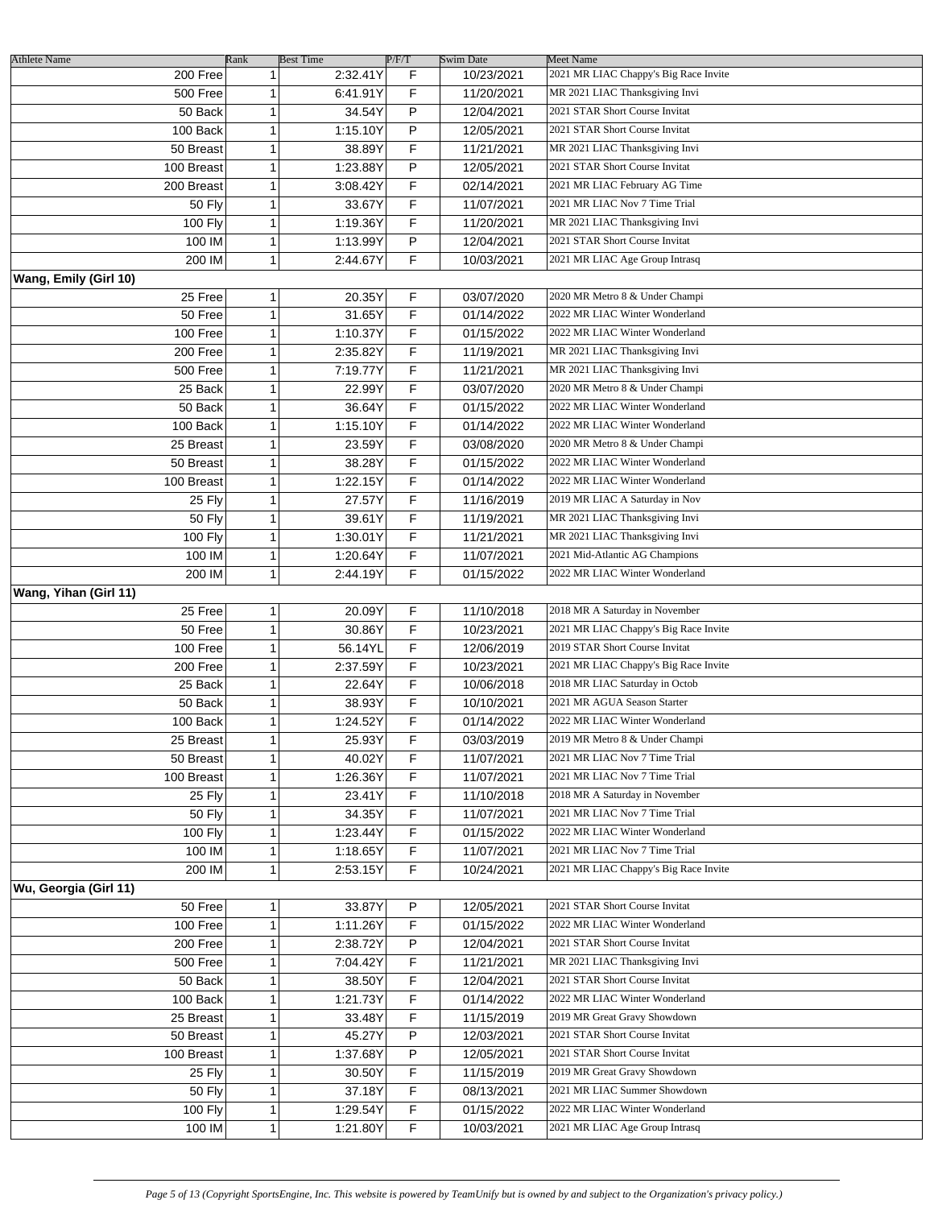| Athlete Name | Rank | Best Time | P/F/T | Swim Date | Meet Name |
|---|---|---|---|---|---|
| 200 Free | 1 | 2:32.41Y | F | 10/23/2021 | 2021 MR LIAC Chappy's Big Race Invite |
| 500 Free | 1 | 6:41.91Y | F | 11/20/2021 | MR 2021 LIAC Thanksgiving Invi |
| 50 Back | 1 | 34.54Y | P | 12/04/2021 | 2021 STAR Short Course Invitat |
| 100 Back | 1 | 1:15.10Y | P | 12/05/2021 | 2021 STAR Short Course Invitat |
| 50 Breast | 1 | 38.89Y | F | 11/21/2021 | MR 2021 LIAC Thanksgiving Invi |
| 100 Breast | 1 | 1:23.88Y | P | 12/05/2021 | 2021 STAR Short Course Invitat |
| 200 Breast | 1 | 3:08.42Y | F | 02/14/2021 | 2021 MR LIAC February AG Time |
| 50 Fly | 1 | 33.67Y | F | 11/07/2021 | 2021 MR LIAC Nov 7 Time Trial |
| 100 Fly | 1 | 1:19.36Y | F | 11/20/2021 | MR 2021 LIAC Thanksgiving Invi |
| 100 IM | 1 | 1:13.99Y | P | 12/04/2021 | 2021 STAR Short Course Invitat |
| 200 IM | 1 | 2:44.67Y | F | 10/03/2021 | 2021 MR LIAC Age Group Intrasq |
| **Wang, Emily (Girl 10)** | | | | | |
| 25 Free | 1 | 20.35Y | F | 03/07/2020 | 2020 MR Metro 8 & Under Champi |
| 50 Free | 1 | 31.65Y | F | 01/14/2022 | 2022 MR LIAC Winter Wonderland |
| 100 Free | 1 | 1:10.37Y | F | 01/15/2022 | 2022 MR LIAC Winter Wonderland |
| 200 Free | 1 | 2:35.82Y | F | 11/19/2021 | MR 2021 LIAC Thanksgiving Invi |
| 500 Free | 1 | 7:19.77Y | F | 11/21/2021 | MR 2021 LIAC Thanksgiving Invi |
| 25 Back | 1 | 22.99Y | F | 03/07/2020 | 2020 MR Metro 8 & Under Champi |
| 50 Back | 1 | 36.64Y | F | 01/15/2022 | 2022 MR LIAC Winter Wonderland |
| 100 Back | 1 | 1:15.10Y | F | 01/14/2022 | 2022 MR LIAC Winter Wonderland |
| 25 Breast | 1 | 23.59Y | F | 03/08/2020 | 2020 MR Metro 8 & Under Champi |
| 50 Breast | 1 | 38.28Y | F | 01/15/2022 | 2022 MR LIAC Winter Wonderland |
| 100 Breast | 1 | 1:22.15Y | F | 01/14/2022 | 2022 MR LIAC Winter Wonderland |
| 25 Fly | 1 | 27.57Y | F | 11/16/2019 | 2019 MR LIAC A Saturday in Nov |
| 50 Fly | 1 | 39.61Y | F | 11/19/2021 | MR 2021 LIAC Thanksgiving Invi |
| 100 Fly | 1 | 1:30.01Y | F | 11/21/2021 | MR 2021 LIAC Thanksgiving Invi |
| 100 IM | 1 | 1:20.64Y | F | 11/07/2021 | 2021 Mid-Atlantic AG Champions |
| 200 IM | 1 | 2:44.19Y | F | 01/15/2022 | 2022 MR LIAC Winter Wonderland |
| **Wang, Yihan (Girl 11)** | | | | | |
| 25 Free | 1 | 20.09Y | F | 11/10/2018 | 2018 MR A Saturday in November |
| 50 Free | 1 | 30.86Y | F | 10/23/2021 | 2021 MR LIAC Chappy's Big Race Invite |
| 100 Free | 1 | 56.14YL | F | 12/06/2019 | 2019 STAR Short Course Invitat |
| 200 Free | 1 | 2:37.59Y | F | 10/23/2021 | 2021 MR LIAC Chappy's Big Race Invite |
| 25 Back | 1 | 22.64Y | F | 10/06/2018 | 2018 MR LIAC Saturday in Octob |
| 50 Back | 1 | 38.93Y | F | 10/10/2021 | 2021 MR AGUA Season Starter |
| 100 Back | 1 | 1:24.52Y | F | 01/14/2022 | 2022 MR LIAC Winter Wonderland |
| 25 Breast | 1 | 25.93Y | F | 03/03/2019 | 2019 MR Metro 8 & Under Champi |
| 50 Breast | 1 | 40.02Y | F | 11/07/2021 | 2021 MR LIAC Nov 7 Time Trial |
| 100 Breast | 1 | 1:26.36Y | F | 11/07/2021 | 2021 MR LIAC Nov 7 Time Trial |
| 25 Fly | 1 | 23.41Y | F | 11/10/2018 | 2018 MR A Saturday in November |
| 50 Fly | 1 | 34.35Y | F | 11/07/2021 | 2021 MR LIAC Nov 7 Time Trial |
| 100 Fly | 1 | 1:23.44Y | F | 01/15/2022 | 2022 MR LIAC Winter Wonderland |
| 100 IM | 1 | 1:18.65Y | F | 11/07/2021 | 2021 MR LIAC Nov 7 Time Trial |
| 200 IM | 1 | 2:53.15Y | F | 10/24/2021 | 2021 MR LIAC Chappy's Big Race Invite |
| **Wu, Georgia (Girl 11)** | | | | | |
| 50 Free | 1 | 33.87Y | P | 12/05/2021 | 2021 STAR Short Course Invitat |
| 100 Free | 1 | 1:11.26Y | F | 01/15/2022 | 2022 MR LIAC Winter Wonderland |
| 200 Free | 1 | 2:38.72Y | P | 12/04/2021 | 2021 STAR Short Course Invitat |
| 500 Free | 1 | 7:04.42Y | F | 11/21/2021 | MR 2021 LIAC Thanksgiving Invi |
| 50 Back | 1 | 38.50Y | F | 12/04/2021 | 2021 STAR Short Course Invitat |
| 100 Back | 1 | 1:21.73Y | F | 01/14/2022 | 2022 MR LIAC Winter Wonderland |
| 25 Breast | 1 | 33.48Y | F | 11/15/2019 | 2019 MR Great Gravy Showdown |
| 50 Breast | 1 | 45.27Y | P | 12/03/2021 | 2021 STAR Short Course Invitat |
| 100 Breast | 1 | 1:37.68Y | P | 12/05/2021 | 2021 STAR Short Course Invitat |
| 25 Fly | 1 | 30.50Y | F | 11/15/2019 | 2019 MR Great Gravy Showdown |
| 50 Fly | 1 | 37.18Y | F | 08/13/2021 | 2021 MR LIAC Summer Showdown |
| 100 Fly | 1 | 1:29.54Y | F | 01/15/2022 | 2022 MR LIAC Winter Wonderland |
| 100 IM | 1 | 1:21.80Y | F | 10/03/2021 | 2021 MR LIAC Age Group Intrasq |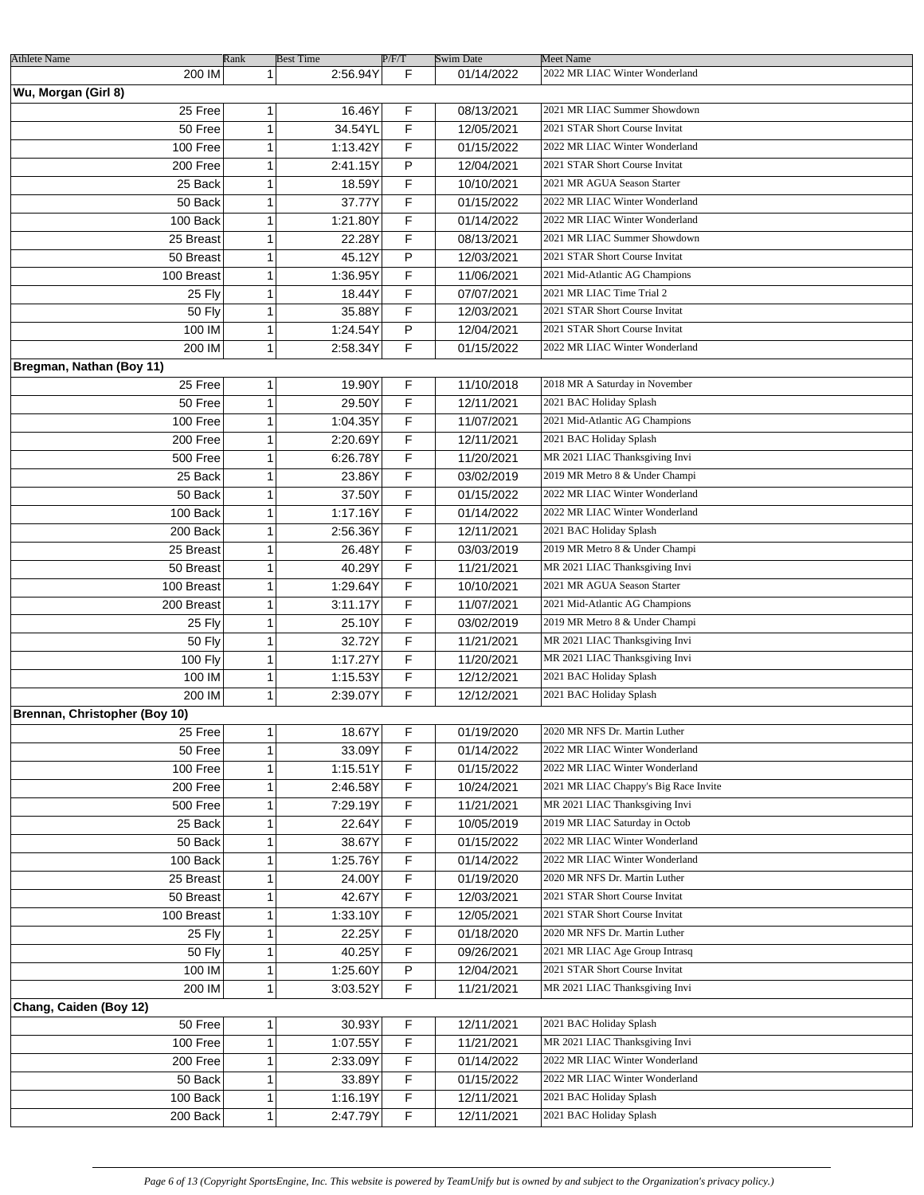| Athlete Name | Rank | Best Time | P/F/T | Swim Date | Meet Name |
|---|---|---|---|---|---|
| 200 IM | 1 | 2:56.94Y | F | 01/14/2022 | 2022 MR LIAC Winter Wonderland |
| **Wu, Morgan (Girl 8)** | | | | | |
| 25 Free | 1 | 16.46Y | F | 08/13/2021 | 2021 MR LIAC Summer Showdown |
| 50 Free | 1 | 34.54YL | F | 12/05/2021 | 2021 STAR Short Course Invitat |
| 100 Free | 1 | 1:13.42Y | F | 01/15/2022 | 2022 MR LIAC Winter Wonderland |
| 200 Free | 1 | 2:41.15Y | P | 12/04/2021 | 2021 STAR Short Course Invitat |
| 25 Back | 1 | 18.59Y | F | 10/10/2021 | 2021 MR AGUA Season Starter |
| 50 Back | 1 | 37.77Y | F | 01/15/2022 | 2022 MR LIAC Winter Wonderland |
| 100 Back | 1 | 1:21.80Y | F | 01/14/2022 | 2022 MR LIAC Winter Wonderland |
| 25 Breast | 1 | 22.28Y | F | 08/13/2021 | 2021 MR LIAC Summer Showdown |
| 50 Breast | 1 | 45.12Y | P | 12/03/2021 | 2021 STAR Short Course Invitat |
| 100 Breast | 1 | 1:36.95Y | F | 11/06/2021 | 2021 Mid-Atlantic AG Champions |
| 25 Fly | 1 | 18.44Y | F | 07/07/2021 | 2021 MR LIAC Time Trial 2 |
| 50 Fly | 1 | 35.88Y | F | 12/03/2021 | 2021 STAR Short Course Invitat |
| 100 IM | 1 | 1:24.54Y | P | 12/04/2021 | 2021 STAR Short Course Invitat |
| 200 IM | 1 | 2:58.34Y | F | 01/15/2022 | 2022 MR LIAC Winter Wonderland |
| **Bregman, Nathan (Boy 11)** | | | | | |
| 25 Free | 1 | 19.90Y | F | 11/10/2018 | 2018 MR A Saturday in November |
| 50 Free | 1 | 29.50Y | F | 12/11/2021 | 2021 BAC Holiday Splash |
| 100 Free | 1 | 1:04.35Y | F | 11/07/2021 | 2021 Mid-Atlantic AG Champions |
| 200 Free | 1 | 2:20.69Y | F | 12/11/2021 | 2021 BAC Holiday Splash |
| 500 Free | 1 | 6:26.78Y | F | 11/20/2021 | MR 2021 LIAC Thanksgiving Invi |
| 25 Back | 1 | 23.86Y | F | 03/02/2019 | 2019 MR Metro 8 & Under Champi |
| 50 Back | 1 | 37.50Y | F | 01/15/2022 | 2022 MR LIAC Winter Wonderland |
| 100 Back | 1 | 1:17.16Y | F | 01/14/2022 | 2022 MR LIAC Winter Wonderland |
| 200 Back | 1 | 2:56.36Y | F | 12/11/2021 | 2021 BAC Holiday Splash |
| 25 Breast | 1 | 26.48Y | F | 03/03/2019 | 2019 MR Metro 8 & Under Champi |
| 50 Breast | 1 | 40.29Y | F | 11/21/2021 | MR 2021 LIAC Thanksgiving Invi |
| 100 Breast | 1 | 1:29.64Y | F | 10/10/2021 | 2021 MR AGUA Season Starter |
| 200 Breast | 1 | 3:11.17Y | F | 11/07/2021 | 2021 Mid-Atlantic AG Champions |
| 25 Fly | 1 | 25.10Y | F | 03/02/2019 | 2019 MR Metro 8 & Under Champi |
| 50 Fly | 1 | 32.72Y | F | 11/21/2021 | MR 2021 LIAC Thanksgiving Invi |
| 100 Fly | 1 | 1:17.27Y | F | 11/20/2021 | MR 2021 LIAC Thanksgiving Invi |
| 100 IM | 1 | 1:15.53Y | F | 12/12/2021 | 2021 BAC Holiday Splash |
| 200 IM | 1 | 2:39.07Y | F | 12/12/2021 | 2021 BAC Holiday Splash |
| **Brennan, Christopher (Boy 10)** | | | | | |
| 25 Free | 1 | 18.67Y | F | 01/19/2020 | 2020 MR NFS Dr. Martin Luther |
| 50 Free | 1 | 33.09Y | F | 01/14/2022 | 2022 MR LIAC Winter Wonderland |
| 100 Free | 1 | 1:15.51Y | F | 01/15/2022 | 2022 MR LIAC Winter Wonderland |
| 200 Free | 1 | 2:46.58Y | F | 10/24/2021 | 2021 MR LIAC Chappy's Big Race Invite |
| 500 Free | 1 | 7:29.19Y | F | 11/21/2021 | MR 2021 LIAC Thanksgiving Invi |
| 25 Back | 1 | 22.64Y | F | 10/05/2019 | 2019 MR LIAC Saturday in Octob |
| 50 Back | 1 | 38.67Y | F | 01/15/2022 | 2022 MR LIAC Winter Wonderland |
| 100 Back | 1 | 1:25.76Y | F | 01/14/2022 | 2022 MR LIAC Winter Wonderland |
| 25 Breast | 1 | 24.00Y | F | 01/19/2020 | 2020 MR NFS Dr. Martin Luther |
| 50 Breast | 1 | 42.67Y | F | 12/03/2021 | 2021 STAR Short Course Invitat |
| 100 Breast | 1 | 1:33.10Y | F | 12/05/2021 | 2021 STAR Short Course Invitat |
| 25 Fly | 1 | 22.25Y | F | 01/18/2020 | 2020 MR NFS Dr. Martin Luther |
| 50 Fly | 1 | 40.25Y | F | 09/26/2021 | 2021 MR LIAC Age Group Intrasq |
| 100 IM | 1 | 1:25.60Y | P | 12/04/2021 | 2021 STAR Short Course Invitat |
| 200 IM | 1 | 3:03.52Y | F | 11/21/2021 | MR 2021 LIAC Thanksgiving Invi |
| **Chang, Caiden (Boy 12)** | | | | | |
| 50 Free | 1 | 30.93Y | F | 12/11/2021 | 2021 BAC Holiday Splash |
| 100 Free | 1 | 1:07.55Y | F | 11/21/2021 | MR 2021 LIAC Thanksgiving Invi |
| 200 Free | 1 | 2:33.09Y | F | 01/14/2022 | 2022 MR LIAC Winter Wonderland |
| 50 Back | 1 | 33.89Y | F | 01/15/2022 | 2022 MR LIAC Winter Wonderland |
| 100 Back | 1 | 1:16.19Y | F | 12/11/2021 | 2021 BAC Holiday Splash |
| 200 Back | 1 | 2:47.79Y | F | 12/11/2021 | 2021 BAC Holiday Splash |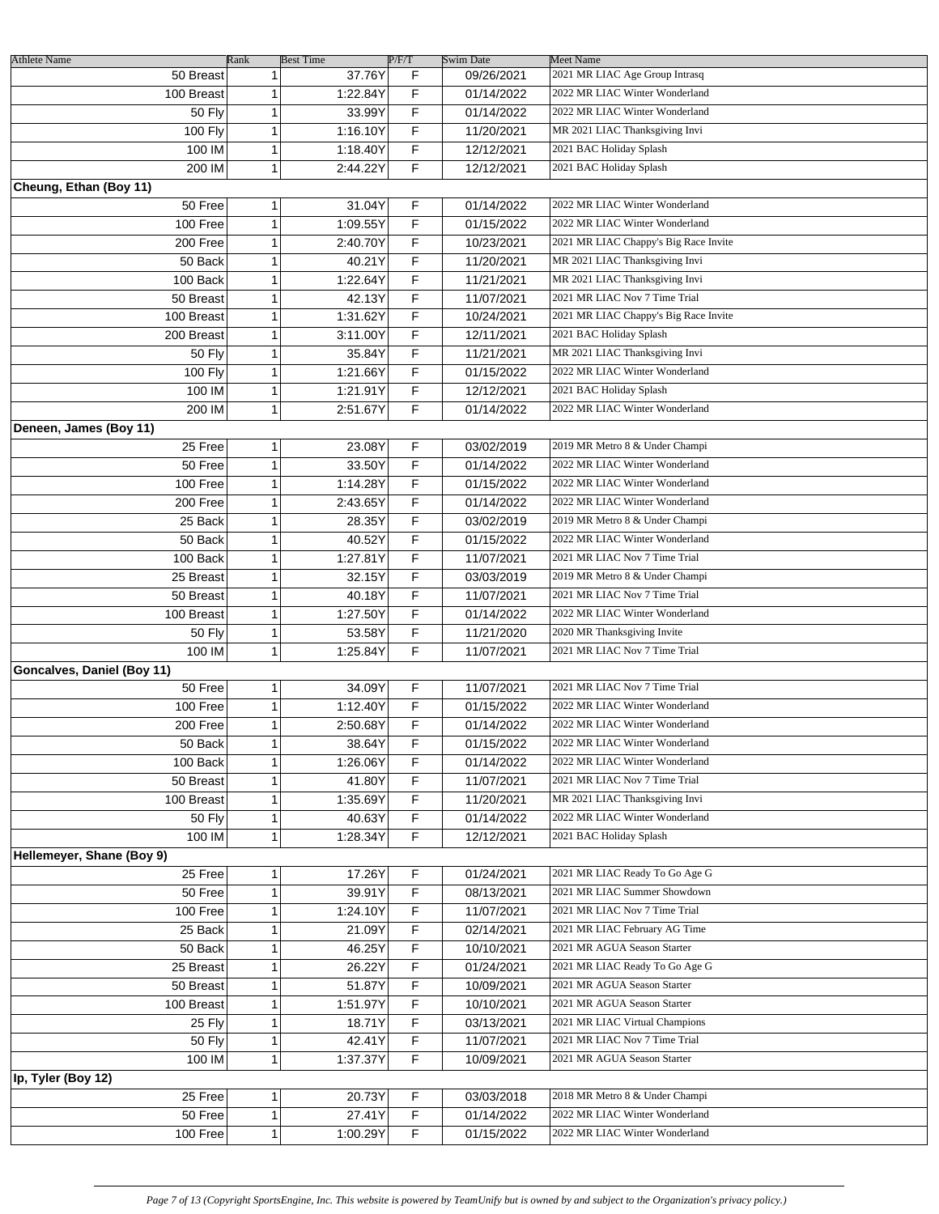| Athlete Name | Rank | Best Time | P/F/T | Swim Date | Meet Name |
|---|---|---|---|---|---|
| 50 Breast | 1 | 37.76Y | F | 09/26/2021 | 2021 MR LIAC Age Group Intrasq |
| 100 Breast | 1 | 1:22.84Y | F | 01/14/2022 | 2022 MR LIAC Winter Wonderland |
| 50 Fly | 1 | 33.99Y | F | 01/14/2022 | 2022 MR LIAC Winter Wonderland |
| 100 Fly | 1 | 1:16.10Y | F | 11/20/2021 | MR 2021 LIAC Thanksgiving Invi |
| 100 IM | 1 | 1:18.40Y | F | 12/12/2021 | 2021 BAC Holiday Splash |
| 200 IM | 1 | 2:44.22Y | F | 12/12/2021 | 2021 BAC Holiday Splash |
| **Cheung, Ethan (Boy 11)** | | | | | |
| 50 Free | 1 | 31.04Y | F | 01/14/2022 | 2022 MR LIAC Winter Wonderland |
| 100 Free | 1 | 1:09.55Y | F | 01/15/2022 | 2022 MR LIAC Winter Wonderland |
| 200 Free | 1 | 2:40.70Y | F | 10/23/2021 | 2021 MR LIAC Chappy's Big Race Invite |
| 50 Back | 1 | 40.21Y | F | 11/20/2021 | MR 2021 LIAC Thanksgiving Invi |
| 100 Back | 1 | 1:22.64Y | F | 11/21/2021 | MR 2021 LIAC Thanksgiving Invi |
| 50 Breast | 1 | 42.13Y | F | 11/07/2021 | 2021 MR LIAC Nov 7 Time Trial |
| 100 Breast | 1 | 1:31.62Y | F | 10/24/2021 | 2021 MR LIAC Chappy's Big Race Invite |
| 200 Breast | 1 | 3:11.00Y | F | 12/11/2021 | 2021 BAC Holiday Splash |
| 50 Fly | 1 | 35.84Y | F | 11/21/2021 | MR 2021 LIAC Thanksgiving Invi |
| 100 Fly | 1 | 1:21.66Y | F | 01/15/2022 | 2022 MR LIAC Winter Wonderland |
| 100 IM | 1 | 1:21.91Y | F | 12/12/2021 | 2021 BAC Holiday Splash |
| 200 IM | 1 | 2:51.67Y | F | 01/14/2022 | 2022 MR LIAC Winter Wonderland |
| **Deneen, James (Boy 11)** | | | | | |
| 25 Free | 1 | 23.08Y | F | 03/02/2019 | 2019 MR Metro 8 & Under Champi |
| 50 Free | 1 | 33.50Y | F | 01/14/2022 | 2022 MR LIAC Winter Wonderland |
| 100 Free | 1 | 1:14.28Y | F | 01/15/2022 | 2022 MR LIAC Winter Wonderland |
| 200 Free | 1 | 2:43.65Y | F | 01/14/2022 | 2022 MR LIAC Winter Wonderland |
| 25 Back | 1 | 28.35Y | F | 03/02/2019 | 2019 MR Metro 8 & Under Champi |
| 50 Back | 1 | 40.52Y | F | 01/15/2022 | 2022 MR LIAC Winter Wonderland |
| 100 Back | 1 | 1:27.81Y | F | 11/07/2021 | 2021 MR LIAC Nov 7 Time Trial |
| 25 Breast | 1 | 32.15Y | F | 03/03/2019 | 2019 MR Metro 8 & Under Champi |
| 50 Breast | 1 | 40.18Y | F | 11/07/2021 | 2021 MR LIAC Nov 7 Time Trial |
| 100 Breast | 1 | 1:27.50Y | F | 01/14/2022 | 2022 MR LIAC Winter Wonderland |
| 50 Fly | 1 | 53.58Y | F | 11/21/2020 | 2020 MR Thanksgiving Invite |
| 100 IM | 1 | 1:25.84Y | F | 11/07/2021 | 2021 MR LIAC Nov 7 Time Trial |
| **Goncalves, Daniel (Boy 11)** | | | | | |
| 50 Free | 1 | 34.09Y | F | 11/07/2021 | 2021 MR LIAC Nov 7 Time Trial |
| 100 Free | 1 | 1:12.40Y | F | 01/15/2022 | 2022 MR LIAC Winter Wonderland |
| 200 Free | 1 | 2:50.68Y | F | 01/14/2022 | 2022 MR LIAC Winter Wonderland |
| 50 Back | 1 | 38.64Y | F | 01/15/2022 | 2022 MR LIAC Winter Wonderland |
| 100 Back | 1 | 1:26.06Y | F | 01/14/2022 | 2022 MR LIAC Winter Wonderland |
| 50 Breast | 1 | 41.80Y | F | 11/07/2021 | 2021 MR LIAC Nov 7 Time Trial |
| 100 Breast | 1 | 1:35.69Y | F | 11/20/2021 | MR 2021 LIAC Thanksgiving Invi |
| 50 Fly | 1 | 40.63Y | F | 01/14/2022 | 2022 MR LIAC Winter Wonderland |
| 100 IM | 1 | 1:28.34Y | F | 12/12/2021 | 2021 BAC Holiday Splash |
| **Hellemeyer, Shane (Boy 9)** | | | | | |
| 25 Free | 1 | 17.26Y | F | 01/24/2021 | 2021 MR LIAC Ready To Go Age G |
| 50 Free | 1 | 39.91Y | F | 08/13/2021 | 2021 MR LIAC Summer Showdown |
| 100 Free | 1 | 1:24.10Y | F | 11/07/2021 | 2021 MR LIAC Nov 7 Time Trial |
| 25 Back | 1 | 21.09Y | F | 02/14/2021 | 2021 MR LIAC February AG Time |
| 50 Back | 1 | 46.25Y | F | 10/10/2021 | 2021 MR AGUA Season Starter |
| 25 Breast | 1 | 26.22Y | F | 01/24/2021 | 2021 MR LIAC Ready To Go Age G |
| 50 Breast | 1 | 51.87Y | F | 10/09/2021 | 2021 MR AGUA Season Starter |
| 100 Breast | 1 | 1:51.97Y | F | 10/10/2021 | 2021 MR AGUA Season Starter |
| 25 Fly | 1 | 18.71Y | F | 03/13/2021 | 2021 MR LIAC Virtual Champions |
| 50 Fly | 1 | 42.41Y | F | 11/07/2021 | 2021 MR LIAC Nov 7 Time Trial |
| 100 IM | 1 | 1:37.37Y | F | 10/09/2021 | 2021 MR AGUA Season Starter |
| **Ip, Tyler (Boy 12)** | | | | | |
| 25 Free | 1 | 20.73Y | F | 03/03/2018 | 2018 MR Metro 8 & Under Champi |
| 50 Free | 1 | 27.41Y | F | 01/14/2022 | 2022 MR LIAC Winter Wonderland |
| 100 Free | 1 | 1:00.29Y | F | 01/15/2022 | 2022 MR LIAC Winter Wonderland |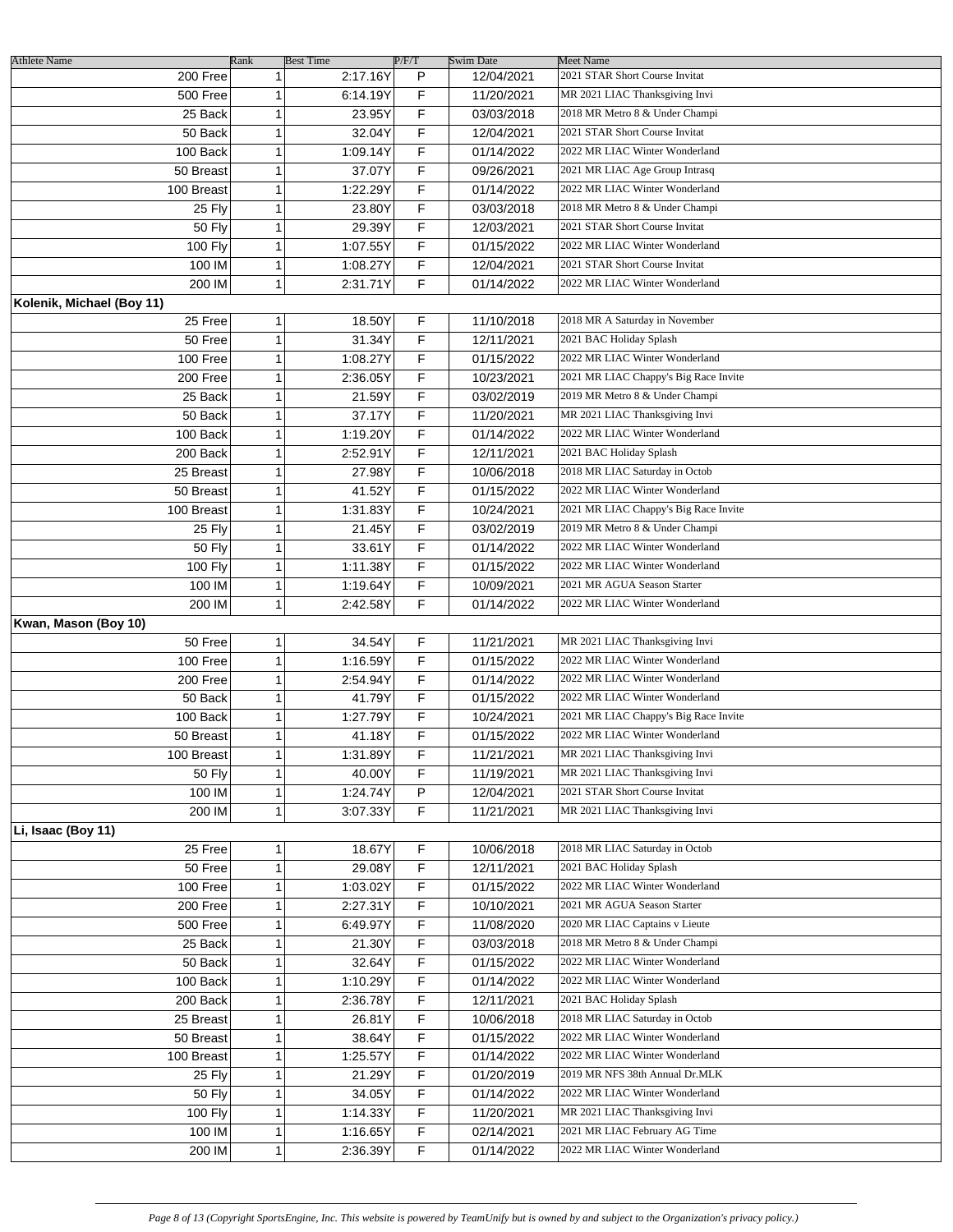| Athlete Name | Rank | Best Time | P/F/T | Swim Date | Meet Name |
|---|---|---|---|---|---|
| 200 Free | 1 | 2:17.16Y | P | 12/04/2021 | 2021 STAR Short Course Invitat |
| 500 Free | 1 | 6:14.19Y | F | 11/20/2021 | MR 2021 LIAC Thanksgiving Invi |
| 25 Back | 1 | 23.95Y | F | 03/03/2018 | 2018 MR Metro 8 & Under Champi |
| 50 Back | 1 | 32.04Y | F | 12/04/2021 | 2021 STAR Short Course Invitat |
| 100 Back | 1 | 1:09.14Y | F | 01/14/2022 | 2022 MR LIAC Winter Wonderland |
| 50 Breast | 1 | 37.07Y | F | 09/26/2021 | 2021 MR LIAC Age Group Intrasq |
| 100 Breast | 1 | 1:22.29Y | F | 01/14/2022 | 2022 MR LIAC Winter Wonderland |
| 25 Fly | 1 | 23.80Y | F | 03/03/2018 | 2018 MR Metro 8 & Under Champi |
| 50 Fly | 1 | 29.39Y | F | 12/03/2021 | 2021 STAR Short Course Invitat |
| 100 Fly | 1 | 1:07.55Y | F | 01/15/2022 | 2022 MR LIAC Winter Wonderland |
| 100 IM | 1 | 1:08.27Y | F | 12/04/2021 | 2021 STAR Short Course Invitat |
| 200 IM | 1 | 2:31.71Y | F | 01/14/2022 | 2022 MR LIAC Winter Wonderland |
| **Kolenik, Michael (Boy 11)** | | | | | |
| 25 Free | 1 | 18.50Y | F | 11/10/2018 | 2018 MR A Saturday in November |
| 50 Free | 1 | 31.34Y | F | 12/11/2021 | 2021 BAC Holiday Splash |
| 100 Free | 1 | 1:08.27Y | F | 01/15/2022 | 2022 MR LIAC Winter Wonderland |
| 200 Free | 1 | 2:36.05Y | F | 10/23/2021 | 2021 MR LIAC Chappy's Big Race Invite |
| 25 Back | 1 | 21.59Y | F | 03/02/2019 | 2019 MR Metro 8 & Under Champi |
| 50 Back | 1 | 37.17Y | F | 11/20/2021 | MR 2021 LIAC Thanksgiving Invi |
| 100 Back | 1 | 1:19.20Y | F | 01/14/2022 | 2022 MR LIAC Winter Wonderland |
| 200 Back | 1 | 2:52.91Y | F | 12/11/2021 | 2021 BAC Holiday Splash |
| 25 Breast | 1 | 27.98Y | F | 10/06/2018 | 2018 MR LIAC Saturday in Octob |
| 50 Breast | 1 | 41.52Y | F | 01/15/2022 | 2022 MR LIAC Winter Wonderland |
| 100 Breast | 1 | 1:31.83Y | F | 10/24/2021 | 2021 MR LIAC Chappy's Big Race Invite |
| 25 Fly | 1 | 21.45Y | F | 03/02/2019 | 2019 MR Metro 8 & Under Champi |
| 50 Fly | 1 | 33.61Y | F | 01/14/2022 | 2022 MR LIAC Winter Wonderland |
| 100 Fly | 1 | 1:11.38Y | F | 01/15/2022 | 2022 MR LIAC Winter Wonderland |
| 100 IM | 1 | 1:19.64Y | F | 10/09/2021 | 2021 MR AGUA Season Starter |
| 200 IM | 1 | 2:42.58Y | F | 01/14/2022 | 2022 MR LIAC Winter Wonderland |
| **Kwan, Mason (Boy 10)** | | | | | |
| 50 Free | 1 | 34.54Y | F | 11/21/2021 | MR 2021 LIAC Thanksgiving Invi |
| 100 Free | 1 | 1:16.59Y | F | 01/15/2022 | 2022 MR LIAC Winter Wonderland |
| 200 Free | 1 | 2:54.94Y | F | 01/14/2022 | 2022 MR LIAC Winter Wonderland |
| 50 Back | 1 | 41.79Y | F | 01/15/2022 | 2022 MR LIAC Winter Wonderland |
| 100 Back | 1 | 1:27.79Y | F | 10/24/2021 | 2021 MR LIAC Chappy's Big Race Invite |
| 50 Breast | 1 | 41.18Y | F | 01/15/2022 | 2022 MR LIAC Winter Wonderland |
| 100 Breast | 1 | 1:31.89Y | F | 11/21/2021 | MR 2021 LIAC Thanksgiving Invi |
| 50 Fly | 1 | 40.00Y | F | 11/19/2021 | MR 2021 LIAC Thanksgiving Invi |
| 100 IM | 1 | 1:24.74Y | P | 12/04/2021 | 2021 STAR Short Course Invitat |
| 200 IM | 1 | 3:07.33Y | F | 11/21/2021 | MR 2021 LIAC Thanksgiving Invi |
| **Li, Isaac (Boy 11)** | | | | | |
| 25 Free | 1 | 18.67Y | F | 10/06/2018 | 2018 MR LIAC Saturday in Octob |
| 50 Free | 1 | 29.08Y | F | 12/11/2021 | 2021 BAC Holiday Splash |
| 100 Free | 1 | 1:03.02Y | F | 01/15/2022 | 2022 MR LIAC Winter Wonderland |
| 200 Free | 1 | 2:27.31Y | F | 10/10/2021 | 2021 MR AGUA Season Starter |
| 500 Free | 1 | 6:49.97Y | F | 11/08/2020 | 2020 MR LIAC Captains v Lieute |
| 25 Back | 1 | 21.30Y | F | 03/03/2018 | 2018 MR Metro 8 & Under Champi |
| 50 Back | 1 | 32.64Y | F | 01/15/2022 | 2022 MR LIAC Winter Wonderland |
| 100 Back | 1 | 1:10.29Y | F | 01/14/2022 | 2022 MR LIAC Winter Wonderland |
| 200 Back | 1 | 2:36.78Y | F | 12/11/2021 | 2021 BAC Holiday Splash |
| 25 Breast | 1 | 26.81Y | F | 10/06/2018 | 2018 MR LIAC Saturday in Octob |
| 50 Breast | 1 | 38.64Y | F | 01/15/2022 | 2022 MR LIAC Winter Wonderland |
| 100 Breast | 1 | 1:25.57Y | F | 01/14/2022 | 2022 MR LIAC Winter Wonderland |
| 25 Fly | 1 | 21.29Y | F | 01/20/2019 | 2019 MR NFS 38th Annual Dr.MLK |
| 50 Fly | 1 | 34.05Y | F | 01/14/2022 | 2022 MR LIAC Winter Wonderland |
| 100 Fly | 1 | 1:14.33Y | F | 11/20/2021 | MR 2021 LIAC Thanksgiving Invi |
| 100 IM | 1 | 1:16.65Y | F | 02/14/2021 | 2021 MR LIAC February AG Time |
| 200 IM | 1 | 2:36.39Y | F | 01/14/2022 | 2022 MR LIAC Winter Wonderland |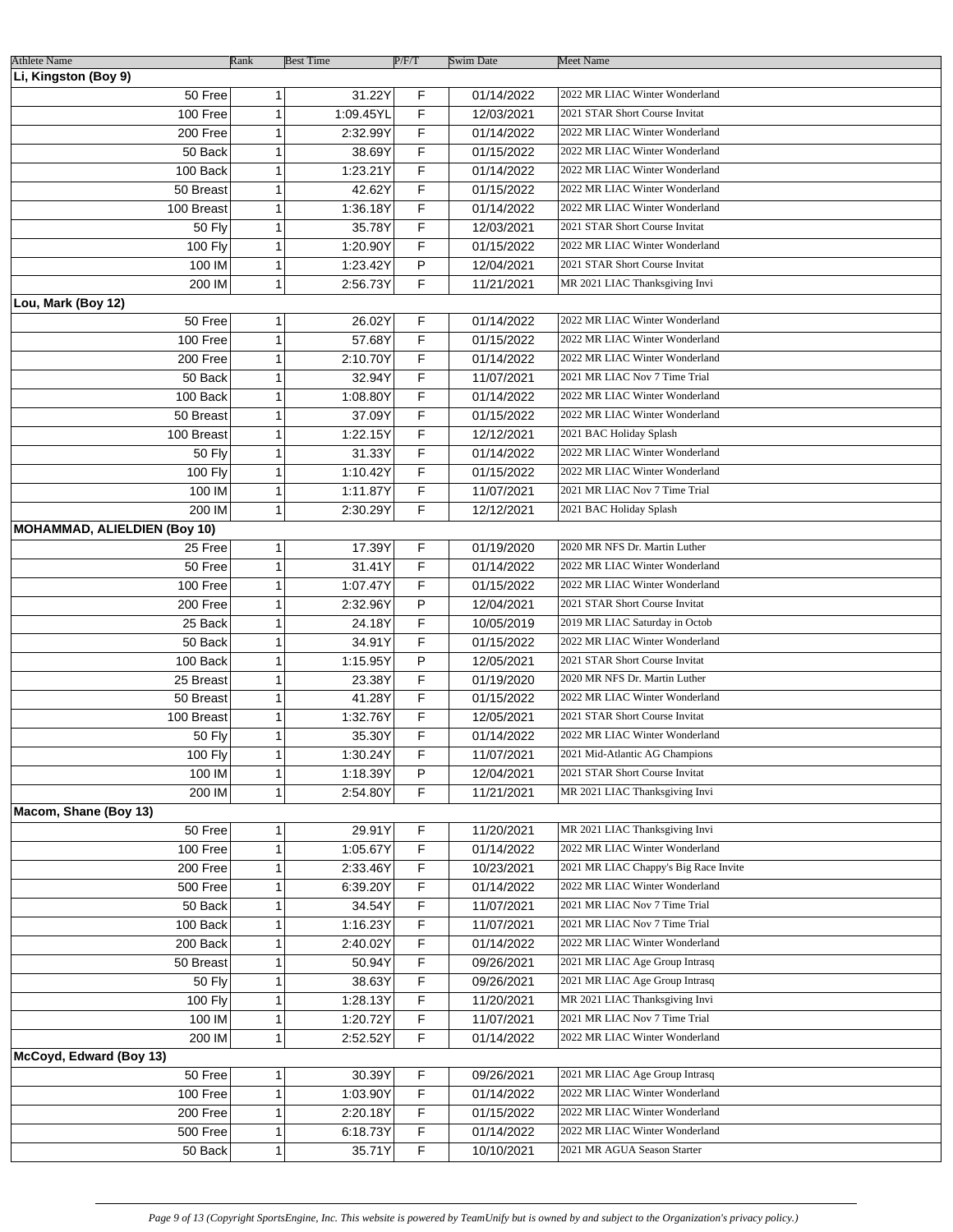| Athlete Name | Rank | Best Time | P/F/T | Swim Date | Meet Name |
|---|---|---|---|---|---|
| **Li, Kingston (Boy 9)** | | | | | |
| 50 Free | 1 | 31.22Y | F | 01/14/2022 | 2022 MR LIAC Winter Wonderland |
| 100 Free | 1 | 1:09.45YL | F | 12/03/2021 | 2021 STAR Short Course Invitat |
| 200 Free | 1 | 2:32.99Y | F | 01/14/2022 | 2022 MR LIAC Winter Wonderland |
| 50 Back | 1 | 38.69Y | F | 01/15/2022 | 2022 MR LIAC Winter Wonderland |
| 100 Back | 1 | 1:23.21Y | F | 01/14/2022 | 2022 MR LIAC Winter Wonderland |
| 50 Breast | 1 | 42.62Y | F | 01/15/2022 | 2022 MR LIAC Winter Wonderland |
| 100 Breast | 1 | 1:36.18Y | F | 01/14/2022 | 2022 MR LIAC Winter Wonderland |
| 50 Fly | 1 | 35.78Y | F | 12/03/2021 | 2021 STAR Short Course Invitat |
| 100 Fly | 1 | 1:20.90Y | F | 01/15/2022 | 2022 MR LIAC Winter Wonderland |
| 100 IM | 1 | 1:23.42Y | P | 12/04/2021 | 2021 STAR Short Course Invitat |
| 200 IM | 1 | 2:56.73Y | F | 11/21/2021 | MR 2021 LIAC Thanksgiving Invi |
| **Lou, Mark (Boy 12)** | | | | | |
| 50 Free | 1 | 26.02Y | F | 01/14/2022 | 2022 MR LIAC Winter Wonderland |
| 100 Free | 1 | 57.68Y | F | 01/15/2022 | 2022 MR LIAC Winter Wonderland |
| 200 Free | 1 | 2:10.70Y | F | 01/14/2022 | 2022 MR LIAC Winter Wonderland |
| 50 Back | 1 | 32.94Y | F | 11/07/2021 | 2021 MR LIAC Nov 7 Time Trial |
| 100 Back | 1 | 1:08.80Y | F | 01/14/2022 | 2022 MR LIAC Winter Wonderland |
| 50 Breast | 1 | 37.09Y | F | 01/15/2022 | 2022 MR LIAC Winter Wonderland |
| 100 Breast | 1 | 1:22.15Y | F | 12/12/2021 | 2021 BAC Holiday Splash |
| 50 Fly | 1 | 31.33Y | F | 01/14/2022 | 2022 MR LIAC Winter Wonderland |
| 100 Fly | 1 | 1:10.42Y | F | 01/15/2022 | 2022 MR LIAC Winter Wonderland |
| 100 IM | 1 | 1:11.87Y | F | 11/07/2021 | 2021 MR LIAC Nov 7 Time Trial |
| 200 IM | 1 | 2:30.29Y | F | 12/12/2021 | 2021 BAC Holiday Splash |
| **MOHAMMAD, ALIELDIEN (Boy 10)** | | | | | |
| 25 Free | 1 | 17.39Y | F | 01/19/2020 | 2020 MR NFS Dr. Martin Luther |
| 50 Free | 1 | 31.41Y | F | 01/14/2022 | 2022 MR LIAC Winter Wonderland |
| 100 Free | 1 | 1:07.47Y | F | 01/15/2022 | 2022 MR LIAC Winter Wonderland |
| 200 Free | 1 | 2:32.96Y | P | 12/04/2021 | 2021 STAR Short Course Invitat |
| 25 Back | 1 | 24.18Y | F | 10/05/2019 | 2019 MR LIAC Saturday in Octob |
| 50 Back | 1 | 34.91Y | F | 01/15/2022 | 2022 MR LIAC Winter Wonderland |
| 100 Back | 1 | 1:15.95Y | P | 12/05/2021 | 2021 STAR Short Course Invitat |
| 25 Breast | 1 | 23.38Y | F | 01/19/2020 | 2020 MR NFS Dr. Martin Luther |
| 50 Breast | 1 | 41.28Y | F | 01/15/2022 | 2022 MR LIAC Winter Wonderland |
| 100 Breast | 1 | 1:32.76Y | F | 12/05/2021 | 2021 STAR Short Course Invitat |
| 50 Fly | 1 | 35.30Y | F | 01/14/2022 | 2022 MR LIAC Winter Wonderland |
| 100 Fly | 1 | 1:30.24Y | F | 11/07/2021 | 2021 Mid-Atlantic AG Champions |
| 100 IM | 1 | 1:18.39Y | P | 12/04/2021 | 2021 STAR Short Course Invitat |
| 200 IM | 1 | 2:54.80Y | F | 11/21/2021 | MR 2021 LIAC Thanksgiving Invi |
| **Macom, Shane (Boy 13)** | | | | | |
| 50 Free | 1 | 29.91Y | F | 11/20/2021 | MR 2021 LIAC Thanksgiving Invi |
| 100 Free | 1 | 1:05.67Y | F | 01/14/2022 | 2022 MR LIAC Winter Wonderland |
| 200 Free | 1 | 2:33.46Y | F | 10/23/2021 | 2021 MR LIAC Chappy's Big Race Invite |
| 500 Free | 1 | 6:39.20Y | F | 01/14/2022 | 2022 MR LIAC Winter Wonderland |
| 50 Back | 1 | 34.54Y | F | 11/07/2021 | 2021 MR LIAC Nov 7 Time Trial |
| 100 Back | 1 | 1:16.23Y | F | 11/07/2021 | 2021 MR LIAC Nov 7 Time Trial |
| 200 Back | 1 | 2:40.02Y | F | 01/14/2022 | 2022 MR LIAC Winter Wonderland |
| 50 Breast | 1 | 50.94Y | F | 09/26/2021 | 2021 MR LIAC Age Group Intrasq |
| 50 Fly | 1 | 38.63Y | F | 09/26/2021 | 2021 MR LIAC Age Group Intrasq |
| 100 Fly | 1 | 1:28.13Y | F | 11/20/2021 | MR 2021 LIAC Thanksgiving Invi |
| 100 IM | 1 | 1:20.72Y | F | 11/07/2021 | 2021 MR LIAC Nov 7 Time Trial |
| 200 IM | 1 | 2:52.52Y | F | 01/14/2022 | 2022 MR LIAC Winter Wonderland |
| **McCoyd, Edward (Boy 13)** | | | | | |
| 50 Free | 1 | 30.39Y | F | 09/26/2021 | 2021 MR LIAC Age Group Intrasq |
| 100 Free | 1 | 1:03.90Y | F | 01/14/2022 | 2022 MR LIAC Winter Wonderland |
| 200 Free | 1 | 2:20.18Y | F | 01/15/2022 | 2022 MR LIAC Winter Wonderland |
| 500 Free | 1 | 6:18.73Y | F | 01/14/2022 | 2022 MR LIAC Winter Wonderland |
| 50 Back | 1 | 35.71Y | F | 10/10/2021 | 2021 MR AGUA Season Starter |

*(Copyright SportsEngine, Inc. This website is powered by TeamUnify but is owned by and subject to the Organization's privacy policy.)*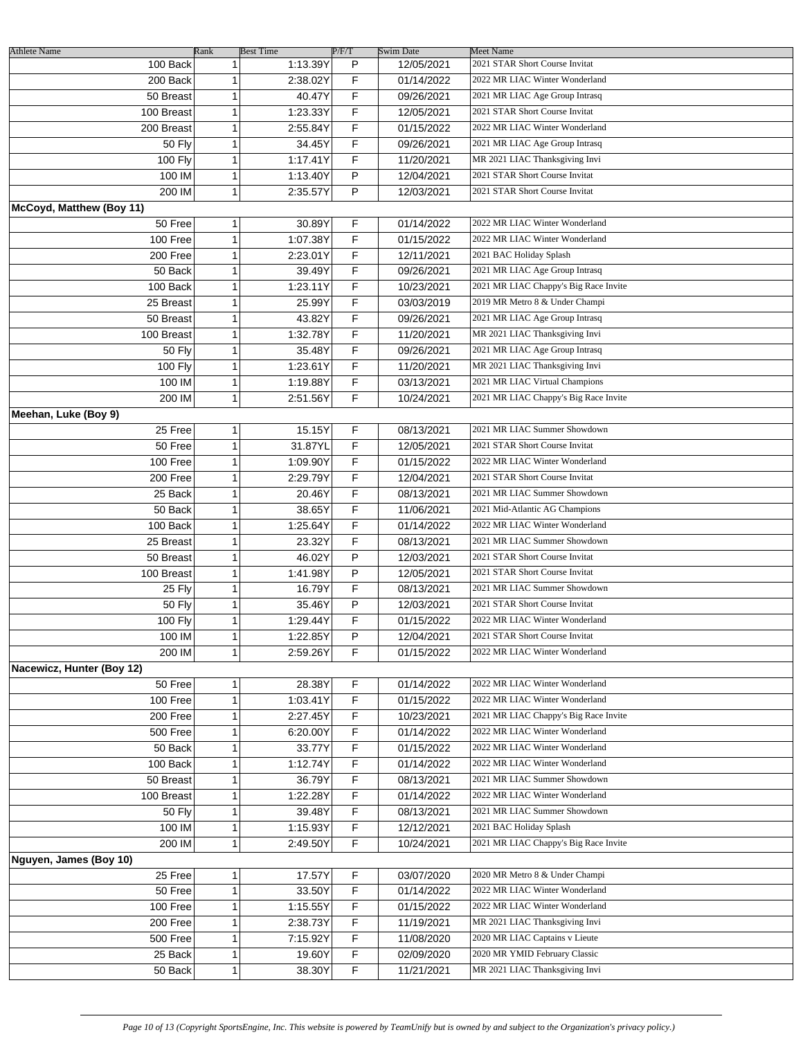| Athlete Name | Rank | Best Time | P/F/T | Swim Date | Meet Name |
| --- | --- | --- | --- | --- | --- |
| 100 Back | 1 | 1:13.39Y | P | 12/05/2021 | 2021 STAR Short Course Invitat |
| 200 Back | 1 | 2:38.02Y | F | 01/14/2022 | 2022 MR LIAC Winter Wonderland |
| 50 Breast | 1 | 40.47Y | F | 09/26/2021 | 2021 MR LIAC Age Group Intrasq |
| 100 Breast | 1 | 1:23.33Y | F | 12/05/2021 | 2021 STAR Short Course Invitat |
| 200 Breast | 1 | 2:55.84Y | F | 01/15/2022 | 2022 MR LIAC Winter Wonderland |
| 50 Fly | 1 | 34.45Y | F | 09/26/2021 | 2021 MR LIAC Age Group Intrasq |
| 100 Fly | 1 | 1:17.41Y | F | 11/20/2021 | MR 2021 LIAC Thanksgiving Invi |
| 100 IM | 1 | 1:13.40Y | P | 12/04/2021 | 2021 STAR Short Course Invitat |
| 200 IM | 1 | 2:35.57Y | P | 12/03/2021 | 2021 STAR Short Course Invitat |
| **McCoyd, Matthew (Boy 11)** | | | | | |
| 50 Free | 1 | 30.89Y | F | 01/14/2022 | 2022 MR LIAC Winter Wonderland |
| 100 Free | 1 | 1:07.38Y | F | 01/15/2022 | 2022 MR LIAC Winter Wonderland |
| 200 Free | 1 | 2:23.01Y | F | 12/11/2021 | 2021 BAC Holiday Splash |
| 50 Back | 1 | 39.49Y | F | 09/26/2021 | 2021 MR LIAC Age Group Intrasq |
| 100 Back | 1 | 1:23.11Y | F | 10/23/2021 | 2021 MR LIAC Chappy's Big Race Invite |
| 25 Breast | 1 | 25.99Y | F | 03/03/2019 | 2019 MR Metro 8 & Under Champi |
| 50 Breast | 1 | 43.82Y | F | 09/26/2021 | 2021 MR LIAC Age Group Intrasq |
| 100 Breast | 1 | 1:32.78Y | F | 11/20/2021 | MR 2021 LIAC Thanksgiving Invi |
| 50 Fly | 1 | 35.48Y | F | 09/26/2021 | 2021 MR LIAC Age Group Intrasq |
| 100 Fly | 1 | 1:23.61Y | F | 11/20/2021 | MR 2021 LIAC Thanksgiving Invi |
| 100 IM | 1 | 1:19.88Y | F | 03/13/2021 | 2021 MR LIAC Virtual Champions |
| 200 IM | 1 | 2:51.56Y | F | 10/24/2021 | 2021 MR LIAC Chappy's Big Race Invite |
| **Meehan, Luke (Boy 9)** | | | | | |
| 25 Free | 1 | 15.15Y | F | 08/13/2021 | 2021 MR LIAC Summer Showdown |
| 50 Free | 1 | 31.87YL | F | 12/05/2021 | 2021 STAR Short Course Invitat |
| 100 Free | 1 | 1:09.90Y | F | 01/15/2022 | 2022 MR LIAC Winter Wonderland |
| 200 Free | 1 | 2:29.79Y | F | 12/04/2021 | 2021 STAR Short Course Invitat |
| 25 Back | 1 | 20.46Y | F | 08/13/2021 | 2021 MR LIAC Summer Showdown |
| 50 Back | 1 | 38.65Y | F | 11/06/2021 | 2021 Mid-Atlantic AG Champions |
| 100 Back | 1 | 1:25.64Y | F | 01/14/2022 | 2022 MR LIAC Winter Wonderland |
| 25 Breast | 1 | 23.32Y | F | 08/13/2021 | 2021 MR LIAC Summer Showdown |
| 50 Breast | 1 | 46.02Y | P | 12/03/2021 | 2021 STAR Short Course Invitat |
| 100 Breast | 1 | 1:41.98Y | P | 12/05/2021 | 2021 STAR Short Course Invitat |
| 25 Fly | 1 | 16.79Y | F | 08/13/2021 | 2021 MR LIAC Summer Showdown |
| 50 Fly | 1 | 35.46Y | P | 12/03/2021 | 2021 STAR Short Course Invitat |
| 100 Fly | 1 | 1:29.44Y | F | 01/15/2022 | 2022 MR LIAC Winter Wonderland |
| 100 IM | 1 | 1:22.85Y | P | 12/04/2021 | 2021 STAR Short Course Invitat |
| 200 IM | 1 | 2:59.26Y | F | 01/15/2022 | 2022 MR LIAC Winter Wonderland |
| **Nacewicz, Hunter (Boy 12)** | | | | | |
| 50 Free | 1 | 28.38Y | F | 01/14/2022 | 2022 MR LIAC Winter Wonderland |
| 100 Free | 1 | 1:03.41Y | F | 01/15/2022 | 2022 MR LIAC Winter Wonderland |
| 200 Free | 1 | 2:27.45Y | F | 10/23/2021 | 2021 MR LIAC Chappy's Big Race Invite |
| 500 Free | 1 | 6:20.00Y | F | 01/14/2022 | 2022 MR LIAC Winter Wonderland |
| 50 Back | 1 | 33.77Y | F | 01/15/2022 | 2022 MR LIAC Winter Wonderland |
| 100 Back | 1 | 1:12.74Y | F | 01/14/2022 | 2022 MR LIAC Winter Wonderland |
| 50 Breast | 1 | 36.79Y | F | 08/13/2021 | 2021 MR LIAC Summer Showdown |
| 100 Breast | 1 | 1:22.28Y | F | 01/14/2022 | 2022 MR LIAC Winter Wonderland |
| 50 Fly | 1 | 39.48Y | F | 08/13/2021 | 2021 MR LIAC Summer Showdown |
| 100 IM | 1 | 1:15.93Y | F | 12/12/2021 | 2021 BAC Holiday Splash |
| 200 IM | 1 | 2:49.50Y | F | 10/24/2021 | 2021 MR LIAC Chappy's Big Race Invite |
| **Nguyen, James (Boy 10)** | | | | | |
| 25 Free | 1 | 17.57Y | F | 03/07/2020 | 2020 MR Metro 8 & Under Champi |
| 50 Free | 1 | 33.50Y | F | 01/14/2022 | 2022 MR LIAC Winter Wonderland |
| 100 Free | 1 | 1:15.55Y | F | 01/15/2022 | 2022 MR LIAC Winter Wonderland |
| 200 Free | 1 | 2:38.73Y | F | 11/19/2021 | MR 2021 LIAC Thanksgiving Invi |
| 500 Free | 1 | 7:15.92Y | F | 11/08/2020 | 2020 MR LIAC Captains v Lieute |
| 25 Back | 1 | 19.60Y | F | 02/09/2020 | 2020 MR YMID February Classic |
| 50 Back | 1 | 38.30Y | F | 11/21/2021 | MR 2021 LIAC Thanksgiving Invi |

*Page 10 of 13 (Copyright SportsEngine, Inc. This website is powered by TeamUnify but is owned by and subject to the Organization's privacy policy.)*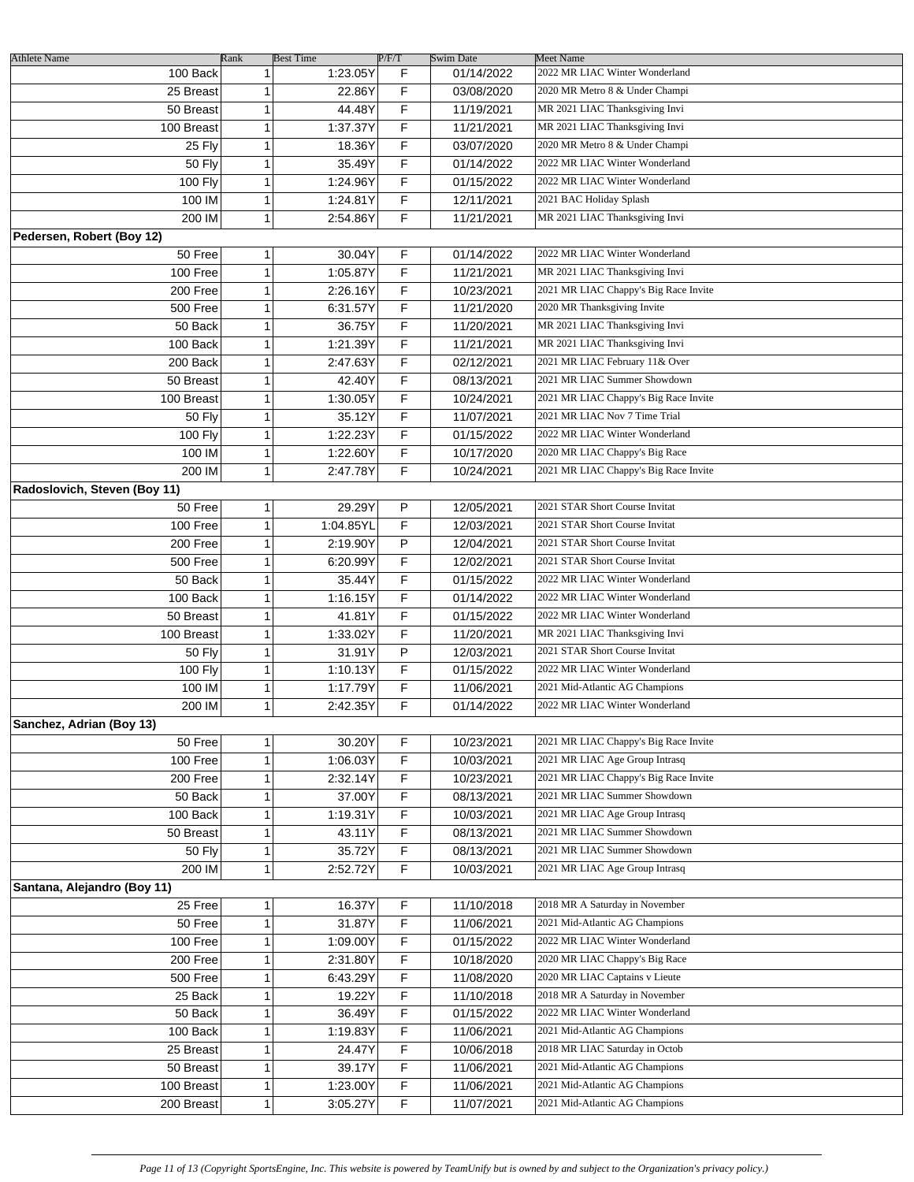| Athlete Name | Rank | Best Time | P/F/T | Swim Date | Meet Name |
|---|---|---|---|---|---|
| 100 Back | 1 | 1:23.05Y | F | 01/14/2022 | 2022 MR LIAC Winter Wonderland |
| 25 Breast | 1 | 22.86Y | F | 03/08/2020 | 2020 MR Metro 8 & Under Champi |
| 50 Breast | 1 | 44.48Y | F | 11/19/2021 | MR 2021 LIAC Thanksgiving Invi |
| 100 Breast | 1 | 1:37.37Y | F | 11/21/2021 | MR 2021 LIAC Thanksgiving Invi |
| 25 Fly | 1 | 18.36Y | F | 03/07/2020 | 2020 MR Metro 8 & Under Champi |
| 50 Fly | 1 | 35.49Y | F | 01/14/2022 | 2022 MR LIAC Winter Wonderland |
| 100 Fly | 1 | 1:24.96Y | F | 01/15/2022 | 2022 MR LIAC Winter Wonderland |
| 100 IM | 1 | 1:24.81Y | F | 12/11/2021 | 2021 BAC Holiday Splash |
| 200 IM | 1 | 2:54.86Y | F | 11/21/2021 | MR 2021 LIAC Thanksgiving Invi |
| **Pedersen, Robert (Boy 12)** | | | | | |
| 50 Free | 1 | 30.04Y | F | 01/14/2022 | 2022 MR LIAC Winter Wonderland |
| 100 Free | 1 | 1:05.87Y | F | 11/21/2021 | MR 2021 LIAC Thanksgiving Invi |
| 200 Free | 1 | 2:26.16Y | F | 10/23/2021 | 2021 MR LIAC Chappy's Big Race Invite |
| 500 Free | 1 | 6:31.57Y | F | 11/21/2020 | 2020 MR Thanksgiving Invite |
| 50 Back | 1 | 36.75Y | F | 11/20/2021 | MR 2021 LIAC Thanksgiving Invi |
| 100 Back | 1 | 1:21.39Y | F | 11/21/2021 | MR 2021 LIAC Thanksgiving Invi |
| 200 Back | 1 | 2:47.63Y | F | 02/12/2021 | 2021 MR LIAC February 11& Over |
| 50 Breast | 1 | 42.40Y | F | 08/13/2021 | 2021 MR LIAC Summer Showdown |
| 100 Breast | 1 | 1:30.05Y | F | 10/24/2021 | 2021 MR LIAC Chappy's Big Race Invite |
| 50 Fly | 1 | 35.12Y | F | 11/07/2021 | 2021 MR LIAC Nov 7 Time Trial |
| 100 Fly | 1 | 1:22.23Y | F | 01/15/2022 | 2022 MR LIAC Winter Wonderland |
| 100 IM | 1 | 1:22.60Y | F | 10/17/2020 | 2020 MR LIAC Chappy's Big Race |
| 200 IM | 1 | 2:47.78Y | F | 10/24/2021 | 2021 MR LIAC Chappy's Big Race Invite |
| **Radoslovich, Steven (Boy 11)** | | | | | |
| 50 Free | 1 | 29.29Y | P | 12/05/2021 | 2021 STAR Short Course Invitat |
| 100 Free | 1 | 1:04.85YL | F | 12/03/2021 | 2021 STAR Short Course Invitat |
| 200 Free | 1 | 2:19.90Y | P | 12/04/2021 | 2021 STAR Short Course Invitat |
| 500 Free | 1 | 6:20.99Y | F | 12/02/2021 | 2021 STAR Short Course Invitat |
| 50 Back | 1 | 35.44Y | F | 01/15/2022 | 2022 MR LIAC Winter Wonderland |
| 100 Back | 1 | 1:16.15Y | F | 01/14/2022 | 2022 MR LIAC Winter Wonderland |
| 50 Breast | 1 | 41.81Y | F | 01/15/2022 | 2022 MR LIAC Winter Wonderland |
| 100 Breast | 1 | 1:33.02Y | F | 11/20/2021 | MR 2021 LIAC Thanksgiving Invi |
| 50 Fly | 1 | 31.91Y | P | 12/03/2021 | 2021 STAR Short Course Invitat |
| 100 Fly | 1 | 1:10.13Y | F | 01/15/2022 | 2022 MR LIAC Winter Wonderland |
| 100 IM | 1 | 1:17.79Y | F | 11/06/2021 | 2021 Mid-Atlantic AG Champions |
| 200 IM | 1 | 2:42.35Y | F | 01/14/2022 | 2022 MR LIAC Winter Wonderland |
| **Sanchez, Adrian (Boy 13)** | | | | | |
| 50 Free | 1 | 30.20Y | F | 10/23/2021 | 2021 MR LIAC Chappy's Big Race Invite |
| 100 Free | 1 | 1:06.03Y | F | 10/03/2021 | 2021 MR LIAC Age Group Intrasq |
| 200 Free | 1 | 2:32.14Y | F | 10/23/2021 | 2021 MR LIAC Chappy's Big Race Invite |
| 50 Back | 1 | 37.00Y | F | 08/13/2021 | 2021 MR LIAC Summer Showdown |
| 100 Back | 1 | 1:19.31Y | F | 10/03/2021 | 2021 MR LIAC Age Group Intrasq |
| 50 Breast | 1 | 43.11Y | F | 08/13/2021 | 2021 MR LIAC Summer Showdown |
| 50 Fly | 1 | 35.72Y | F | 08/13/2021 | 2021 MR LIAC Summer Showdown |
| 200 IM | 1 | 2:52.72Y | F | 10/03/2021 | 2021 MR LIAC Age Group Intrasq |
| **Santana, Alejandro (Boy 11)** | | | | | |
| 25 Free | 1 | 16.37Y | F | 11/10/2018 | 2018 MR A Saturday in November |
| 50 Free | 1 | 31.87Y | F | 11/06/2021 | 2021 Mid-Atlantic AG Champions |
| 100 Free | 1 | 1:09.00Y | F | 01/15/2022 | 2022 MR LIAC Winter Wonderland |
| 200 Free | 1 | 2:31.80Y | F | 10/18/2020 | 2020 MR LIAC Chappy's Big Race |
| 500 Free | 1 | 6:43.29Y | F | 11/08/2020 | 2020 MR LIAC Captains v Lieute |
| 25 Back | 1 | 19.22Y | F | 11/10/2018 | 2018 MR A Saturday in November |
| 50 Back | 1 | 36.49Y | F | 01/15/2022 | 2022 MR LIAC Winter Wonderland |
| 100 Back | 1 | 1:19.83Y | F | 11/06/2021 | 2021 Mid-Atlantic AG Champions |
| 25 Breast | 1 | 24.47Y | F | 10/06/2018 | 2018 MR LIAC Saturday in Octob |
| 50 Breast | 1 | 39.17Y | F | 11/06/2021 | 2021 Mid-Atlantic AG Champions |
| 100 Breast | 1 | 1:23.00Y | F | 11/06/2021 | 2021 Mid-Atlantic AG Champions |
| 200 Breast | 1 | 3:05.27Y | F | 11/07/2021 | 2021 Mid-Atlantic AG Champions |

*(Copyright SportsEngine, Inc. This website is powered by TeamUnify but is owned by and subject to the Organization's privacy policy.)*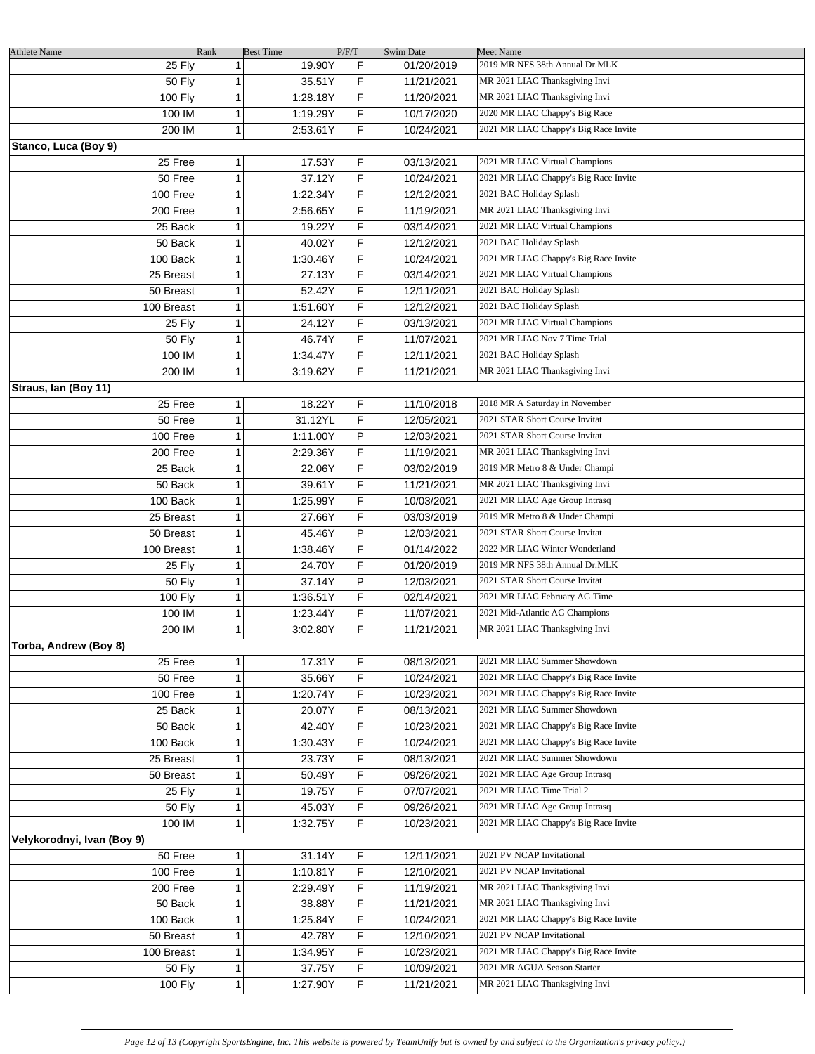| Athlete Name | Rank | Best Time | P/F/T | Swim Date | Meet Name |
|---|---|---|---|---|---|
| 25 Fly | 1 | 19.90Y | F | 01/20/2019 | 2019 MR NFS 38th Annual Dr.MLK |
| 50 Fly | 1 | 35.51Y | F | 11/21/2021 | MR 2021 LIAC Thanksgiving Invi |
| 100 Fly | 1 | 1:28.18Y | F | 11/20/2021 | MR 2021 LIAC Thanksgiving Invi |
| 100 IM | 1 | 1:19.29Y | F | 10/17/2020 | 2020 MR LIAC Chappy's Big Race |
| 200 IM | 1 | 2:53.61Y | F | 10/24/2021 | 2021 MR LIAC Chappy's Big Race Invite |
| **Stanco, Luca (Boy 9)** | | | | | |
| 25 Free | 1 | 17.53Y | F | 03/13/2021 | 2021 MR LIAC Virtual Champions |
| 50 Free | 1 | 37.12Y | F | 10/24/2021 | 2021 MR LIAC Chappy's Big Race Invite |
| 100 Free | 1 | 1:22.34Y | F | 12/12/2021 | 2021 BAC Holiday Splash |
| 200 Free | 1 | 2:56.65Y | F | 11/19/2021 | MR 2021 LIAC Thanksgiving Invi |
| 25 Back | 1 | 19.22Y | F | 03/14/2021 | 2021 MR LIAC Virtual Champions |
| 50 Back | 1 | 40.02Y | F | 12/12/2021 | 2021 BAC Holiday Splash |
| 100 Back | 1 | 1:30.46Y | F | 10/24/2021 | 2021 MR LIAC Chappy's Big Race Invite |
| 25 Breast | 1 | 27.13Y | F | 03/14/2021 | 2021 MR LIAC Virtual Champions |
| 50 Breast | 1 | 52.42Y | F | 12/11/2021 | 2021 BAC Holiday Splash |
| 100 Breast | 1 | 1:51.60Y | F | 12/12/2021 | 2021 BAC Holiday Splash |
| 25 Fly | 1 | 24.12Y | F | 03/13/2021 | 2021 MR LIAC Virtual Champions |
| 50 Fly | 1 | 46.74Y | F | 11/07/2021 | 2021 MR LIAC Nov 7 Time Trial |
| 100 IM | 1 | 1:34.47Y | F | 12/11/2021 | 2021 BAC Holiday Splash |
| 200 IM | 1 | 3:19.62Y | F | 11/21/2021 | MR 2021 LIAC Thanksgiving Invi |
| **Straus, Ian (Boy 11)** | | | | | |
| 25 Free | 1 | 18.22Y | F | 11/10/2018 | 2018 MR A Saturday in November |
| 50 Free | 1 | 31.12YL | F | 12/05/2021 | 2021 STAR Short Course Invitat |
| 100 Free | 1 | 1:11.00Y | P | 12/03/2021 | 2021 STAR Short Course Invitat |
| 200 Free | 1 | 2:29.36Y | F | 11/19/2021 | MR 2021 LIAC Thanksgiving Invi |
| 25 Back | 1 | 22.06Y | F | 03/02/2019 | 2019 MR Metro 8 & Under Champi |
| 50 Back | 1 | 39.61Y | F | 11/21/2021 | MR 2021 LIAC Thanksgiving Invi |
| 100 Back | 1 | 1:25.99Y | F | 10/03/2021 | 2021 MR LIAC Age Group Intrasq |
| 25 Breast | 1 | 27.66Y | F | 03/03/2019 | 2019 MR Metro 8 & Under Champi |
| 50 Breast | 1 | 45.46Y | P | 12/03/2021 | 2021 STAR Short Course Invitat |
| 100 Breast | 1 | 1:38.46Y | F | 01/14/2022 | 2022 MR LIAC Winter Wonderland |
| 25 Fly | 1 | 24.70Y | F | 01/20/2019 | 2019 MR NFS 38th Annual Dr.MLK |
| 50 Fly | 1 | 37.14Y | P | 12/03/2021 | 2021 STAR Short Course Invitat |
| 100 Fly | 1 | 1:36.51Y | F | 02/14/2021 | 2021 MR LIAC February AG Time |
| 100 IM | 1 | 1:23.44Y | F | 11/07/2021 | 2021 Mid-Atlantic AG Champions |
| 200 IM | 1 | 3:02.80Y | F | 11/21/2021 | MR 2021 LIAC Thanksgiving Invi |
| **Torba, Andrew (Boy 8)** | | | | | |
| 25 Free | 1 | 17.31Y | F | 08/13/2021 | 2021 MR LIAC Summer Showdown |
| 50 Free | 1 | 35.66Y | F | 10/24/2021 | 2021 MR LIAC Chappy's Big Race Invite |
| 100 Free | 1 | 1:20.74Y | F | 10/23/2021 | 2021 MR LIAC Chappy's Big Race Invite |
| 25 Back | 1 | 20.07Y | F | 08/13/2021 | 2021 MR LIAC Summer Showdown |
| 50 Back | 1 | 42.40Y | F | 10/23/2021 | 2021 MR LIAC Chappy's Big Race Invite |
| 100 Back | 1 | 1:30.43Y | F | 10/24/2021 | 2021 MR LIAC Chappy's Big Race Invite |
| 25 Breast | 1 | 23.73Y | F | 08/13/2021 | 2021 MR LIAC Summer Showdown |
| 50 Breast | 1 | 50.49Y | F | 09/26/2021 | 2021 MR LIAC Age Group Intrasq |
| 25 Fly | 1 | 19.75Y | F | 07/07/2021 | 2021 MR LIAC Time Trial 2 |
| 50 Fly | 1 | 45.03Y | F | 09/26/2021 | 2021 MR LIAC Age Group Intrasq |
| 100 IM | 1 | 1:32.75Y | F | 10/23/2021 | 2021 MR LIAC Chappy's Big Race Invite |
| **Velykorodnyi, Ivan (Boy 9)** | | | | | |
| 50 Free | 1 | 31.14Y | F | 12/11/2021 | 2021 PV NCAP Invitational |
| 100 Free | 1 | 1:10.81Y | F | 12/10/2021 | 2021 PV NCAP Invitational |
| 200 Free | 1 | 2:29.49Y | F | 11/19/2021 | MR 2021 LIAC Thanksgiving Invi |
| 50 Back | 1 | 38.88Y | F | 11/21/2021 | MR 2021 LIAC Thanksgiving Invi |
| 100 Back | 1 | 1:25.84Y | F | 10/24/2021 | 2021 MR LIAC Chappy's Big Race Invite |
| 50 Breast | 1 | 42.78Y | F | 12/10/2021 | 2021 PV NCAP Invitational |
| 100 Breast | 1 | 1:34.95Y | F | 10/23/2021 | 2021 MR LIAC Chappy's Big Race Invite |
| 50 Fly | 1 | 37.75Y | F | 10/09/2021 | 2021 MR AGUA Season Starter |
| 100 Fly | 1 | 1:27.90Y | F | 11/21/2021 | MR 2021 LIAC Thanksgiving Invi |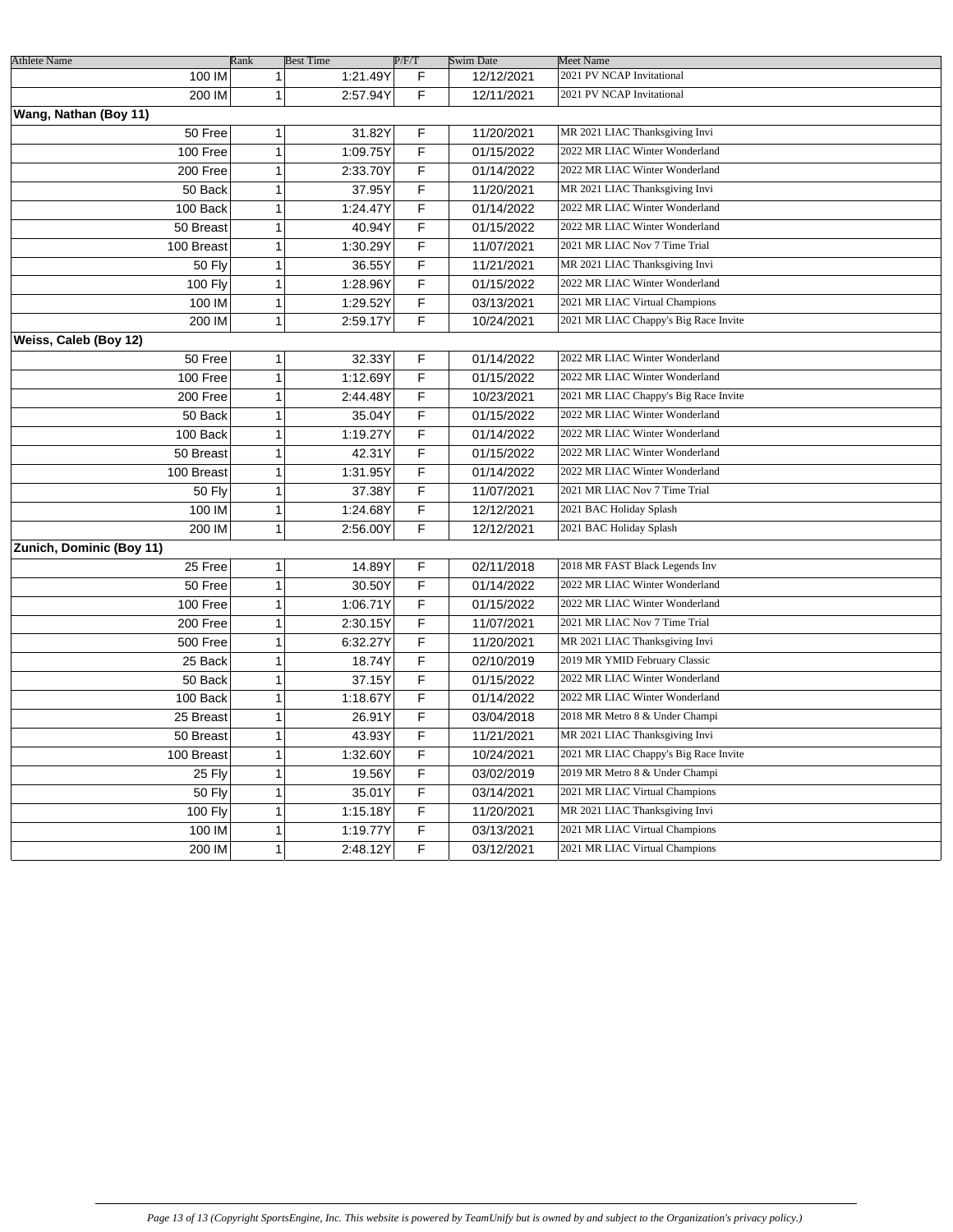| Athlete Name | Rank | Best Time | P/F/T | Swim Date | Meet Name |
|---|---|---|---|---|---|
| 100 IM | 1 | 1:21.49Y | F | 12/12/2021 | 2021 PV NCAP Invitational |
| 200 IM | 1 | 2:57.94Y | F | 12/11/2021 | 2021 PV NCAP Invitational |
| **Wang, Nathan (Boy 11)** | | | | | |
| 50 Free | 1 | 31.82Y | F | 11/20/2021 | MR 2021 LIAC Thanksgiving Invi |
| 100 Free | 1 | 1:09.75Y | F | 01/15/2022 | 2022 MR LIAC Winter Wonderland |
| 200 Free | 1 | 2:33.70Y | F | 01/14/2022 | 2022 MR LIAC Winter Wonderland |
| 50 Back | 1 | 37.95Y | F | 11/20/2021 | MR 2021 LIAC Thanksgiving Invi |
| 100 Back | 1 | 1:24.47Y | F | 01/14/2022 | 2022 MR LIAC Winter Wonderland |
| 50 Breast | 1 | 40.94Y | F | 01/15/2022 | 2022 MR LIAC Winter Wonderland |
| 100 Breast | 1 | 1:30.29Y | F | 11/07/2021 | 2021 MR LIAC Nov 7 Time Trial |
| 50 Fly | 1 | 36.55Y | F | 11/21/2021 | MR 2021 LIAC Thanksgiving Invi |
| 100 Fly | 1 | 1:28.96Y | F | 01/15/2022 | 2022 MR LIAC Winter Wonderland |
| 100 IM | 1 | 1:29.52Y | F | 03/13/2021 | 2021 MR LIAC Virtual Champions |
| 200 IM | 1 | 2:59.17Y | F | 10/24/2021 | 2021 MR LIAC Chappy's Big Race Invite |
| **Weiss, Caleb (Boy 12)** | | | | | |
| 50 Free | 1 | 32.33Y | F | 01/14/2022 | 2022 MR LIAC Winter Wonderland |
| 100 Free | 1 | 1:12.69Y | F | 01/15/2022 | 2022 MR LIAC Winter Wonderland |
| 200 Free | 1 | 2:44.48Y | F | 10/23/2021 | 2021 MR LIAC Chappy's Big Race Invite |
| 50 Back | 1 | 35.04Y | F | 01/15/2022 | 2022 MR LIAC Winter Wonderland |
| 100 Back | 1 | 1:19.27Y | F | 01/14/2022 | 2022 MR LIAC Winter Wonderland |
| 50 Breast | 1 | 42.31Y | F | 01/15/2022 | 2022 MR LIAC Winter Wonderland |
| 100 Breast | 1 | 1:31.95Y | F | 01/14/2022 | 2022 MR LIAC Winter Wonderland |
| 50 Fly | 1 | 37.38Y | F | 11/07/2021 | 2021 MR LIAC Nov 7 Time Trial |
| 100 IM | 1 | 1:24.68Y | F | 12/12/2021 | 2021 BAC Holiday Splash |
| 200 IM | 1 | 2:56.00Y | F | 12/12/2021 | 2021 BAC Holiday Splash |
| **Zunich, Dominic (Boy 11)** | | | | | |
| 25 Free | 1 | 14.89Y | F | 02/11/2018 | 2018 MR FAST Black Legends Inv |
| 50 Free | 1 | 30.50Y | F | 01/14/2022 | 2022 MR LIAC Winter Wonderland |
| 100 Free | 1 | 1:06.71Y | F | 01/15/2022 | 2022 MR LIAC Winter Wonderland |
| 200 Free | 1 | 2:30.15Y | F | 11/07/2021 | 2021 MR LIAC Nov 7 Time Trial |
| 500 Free | 1 | 6:32.27Y | F | 11/20/2021 | MR 2021 LIAC Thanksgiving Invi |
| 25 Back | 1 | 18.74Y | F | 02/10/2019 | 2019 MR YMID February Classic |
| 50 Back | 1 | 37.15Y | F | 01/15/2022 | 2022 MR LIAC Winter Wonderland |
| 100 Back | 1 | 1:18.67Y | F | 01/14/2022 | 2022 MR LIAC Winter Wonderland |
| 25 Breast | 1 | 26.91Y | F | 03/04/2018 | 2018 MR Metro 8 & Under Champi |
| 50 Breast | 1 | 43.93Y | F | 11/21/2021 | MR 2021 LIAC Thanksgiving Invi |
| 100 Breast | 1 | 1:32.60Y | F | 10/24/2021 | 2021 MR LIAC Chappy's Big Race Invite |
| 25 Fly | 1 | 19.56Y | F | 03/02/2019 | 2019 MR Metro 8 & Under Champi |
| 50 Fly | 1 | 35.01Y | F | 03/14/2021 | 2021 MR LIAC Virtual Champions |
| 100 Fly | 1 | 1:15.18Y | F | 11/20/2021 | MR 2021 LIAC Thanksgiving Invi |
| 100 IM | 1 | 1:19.77Y | F | 03/13/2021 | 2021 MR LIAC Virtual Champions |
| 200 IM | 1 | 2:48.12Y | F | 03/12/2021 | 2021 MR LIAC Virtual Champions |

*(Copyright SportsEngine, Inc. This website is powered by TeamUnify but is owned by and subject to the Organization's privacy policy.)*